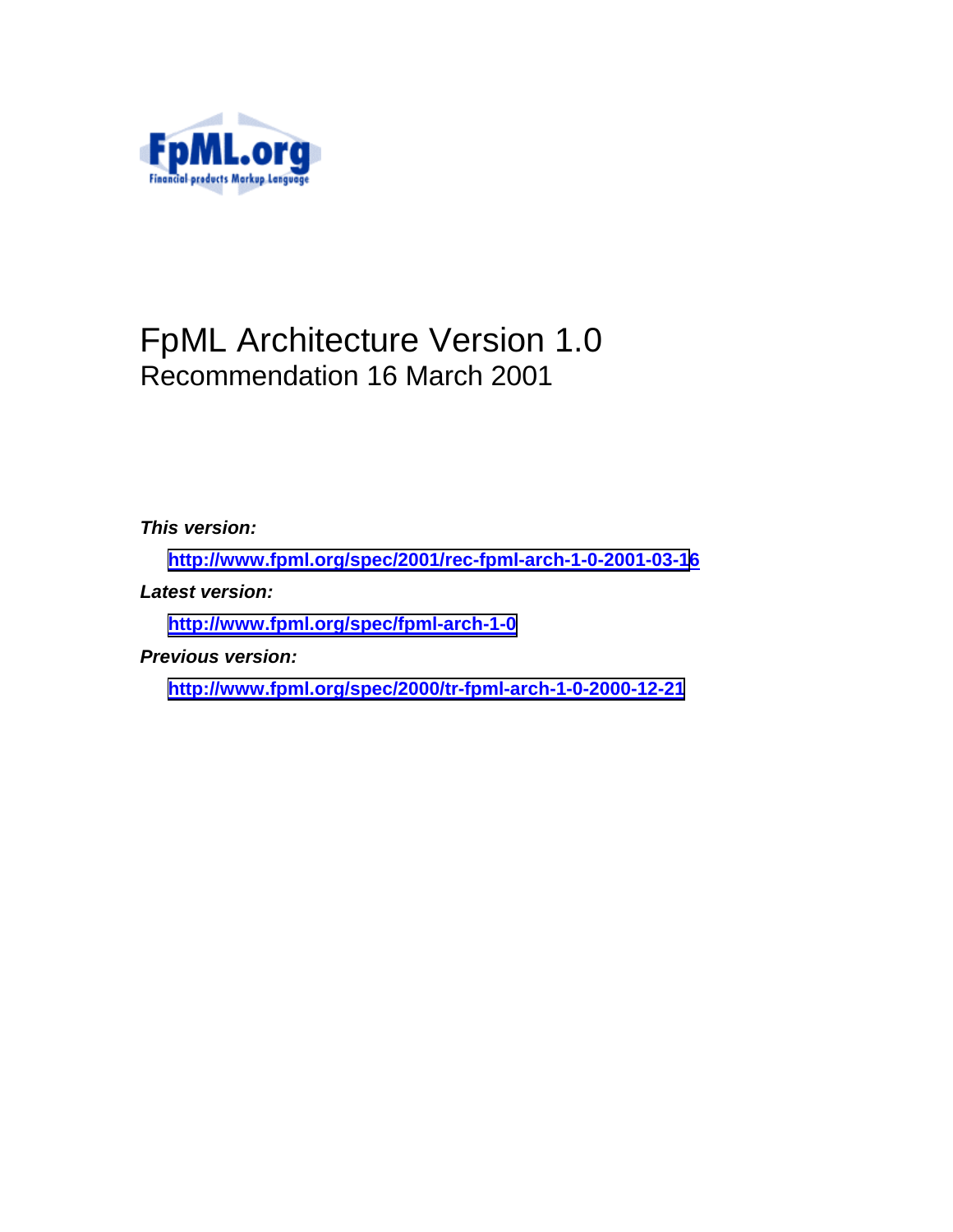# FpML Architecture Version 1.0

Recommendation 16 March 2001

***This version:***

[http://www.fpml.org/spec/2001/rec-fpml-arch-1-0-2001-03-16](http://www.fpml.org/spec/2001/rec-fpml-arch-1-0-2001-03-16)

***Latest version:***

[http://www.fpml.org/spec/fpml-arch-1-0](http://www.fpml.org/spec/fpml-arch-1-0)

***Previous version:***

[http://www.fpml.org/spec/2000/tr-fpml-arch-1-0-2000-12-21](http://www.fpml.org/spec/2000/tr-fpml-arch-1-0-2000-12-21)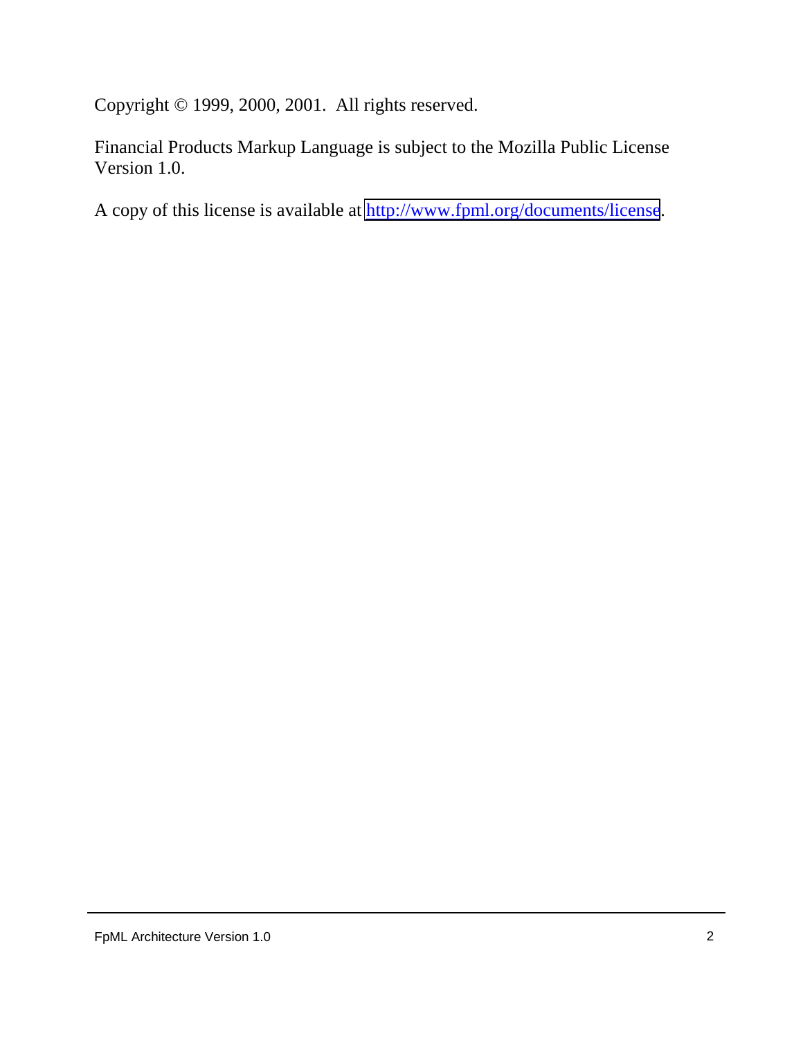Copyright © 1999, 2000, 2001. All rights reserved.

Financial Products Markup Language is subject to the Mozilla Public License Version 1.0.

A copy of this license is available at http://www.fpml.org/documents/license.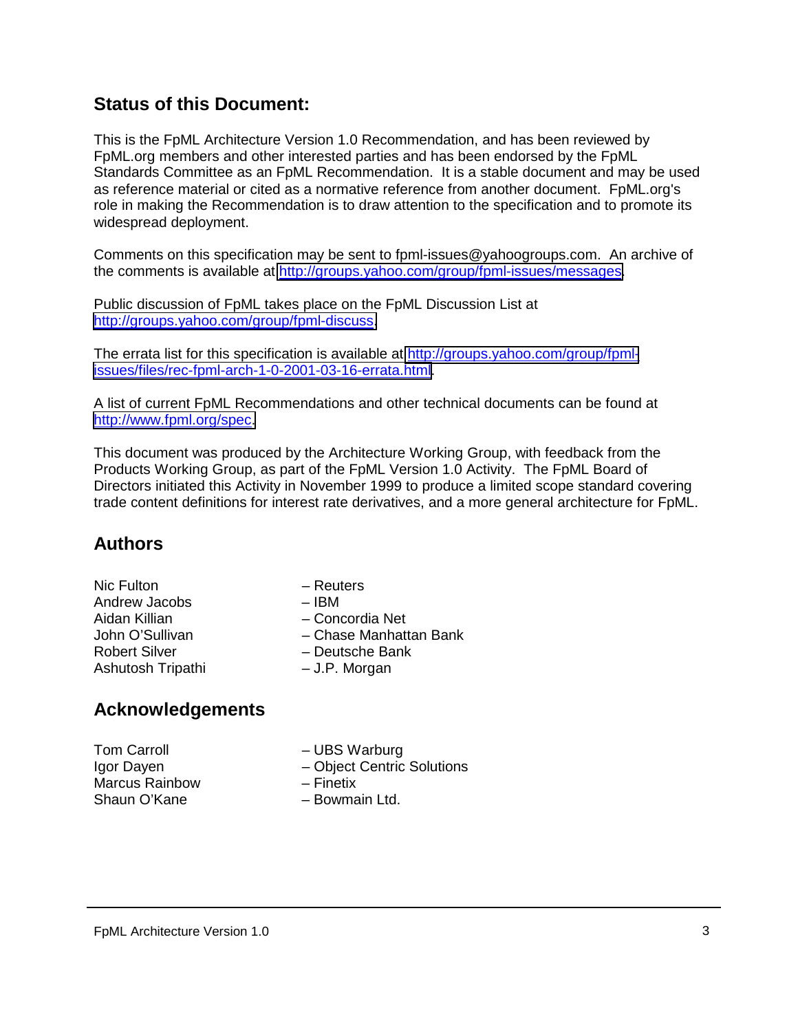## Status of this Document:

This is the FpML Architecture Version 1.0 Recommendation, and has been reviewed by FpML.org members and other interested parties and has been endorsed by the FpML Standards Committee as an FpML Recommendation. It is a stable document and may be used as reference material or cited as a normative reference from another document. FpML.org's role in making the Recommendation is to draw attention to the specification and to promote its widespread deployment.

Comments on this specification may be sent to fpml-issues@yahoogroups.com. An archive of the comments is available at http://groups.yahoo.com/group/fpml-issues/messages.

Public discussion of FpML takes place on the FpML Discussion List at http://groups.yahoo.com/group/fpml-discuss.

The errata list for this specification is available at http://groups.yahoo.com/group/fpml-issues/files/rec-fpml-arch-1-0-2001-03-16-errata.html.

A list of current FpML Recommendations and other technical documents can be found at http://www.fpml.org/spec.

This document was produced by the Architecture Working Group, with feedback from the Products Working Group, as part of the FpML Version 1.0 Activity. The FpML Board of Directors initiated this Activity in November 1999 to produce a limited scope standard covering trade content definitions for interest rate derivatives, and a more general architecture for FpML.

## Authors

Nic Fulton – Reuters
Andrew Jacobs – IBM
Aidan Killian – Concordia Net
John O'Sullivan – Chase Manhattan Bank
Robert Silver – Deutsche Bank
Ashutosh Tripathi – J.P. Morgan

## Acknowledgements

Tom Carroll – UBS Warburg
Igor Dayen – Object Centric Solutions
Marcus Rainbow – Finetix
Shaun O'Kane – Bowmain Ltd.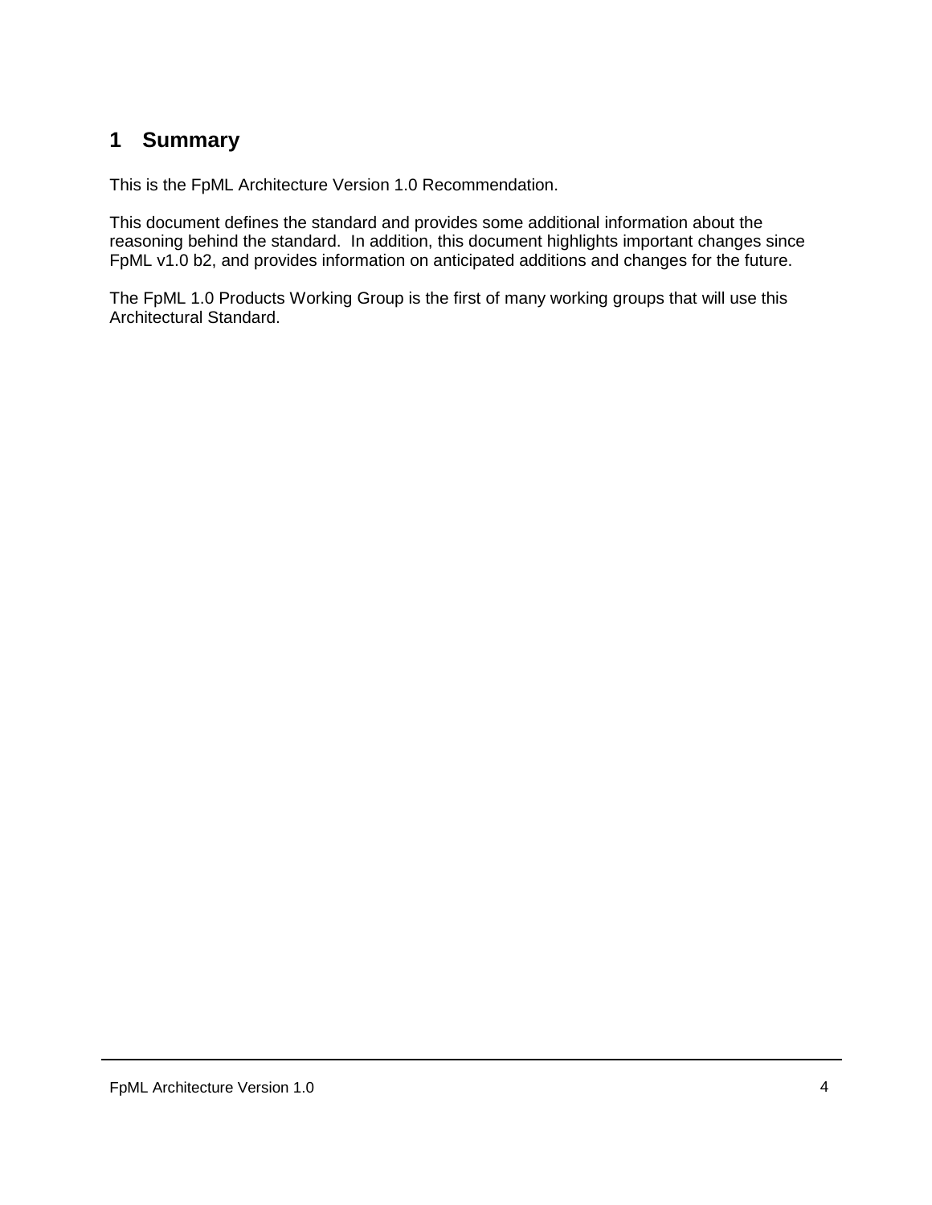# 1 Summary

This is the FpML Architecture Version 1.0 Recommendation.

This document defines the standard and provides some additional information about the reasoning behind the standard. In addition, this document highlights important changes since FpML v1.0 b2, and provides information on anticipated additions and changes for the future.

The FpML 1.0 Products Working Group is the first of many working groups that will use this Architectural Standard.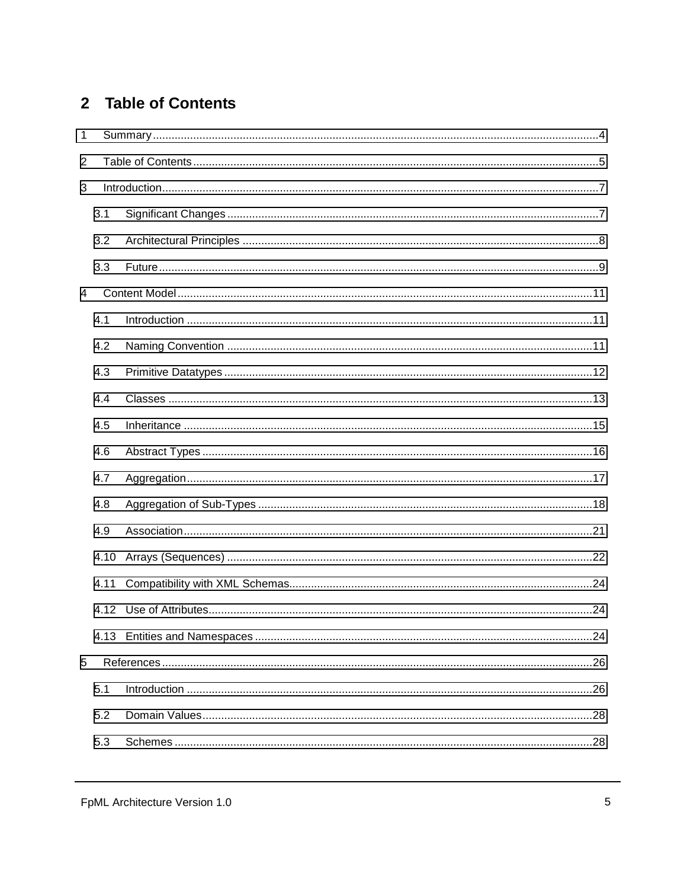## 2 Table of Contents

1 Summary....................................................................................................4

2 Table of Contents......................................................................................5

3 Introduction...............................................................................................7

 3.1 Significant Changes.............................................................................7

 3.2 Architectural Principles.......................................................................8

 3.3 Future..................................................................................................9

4 Content Model..........................................................................................11

 4.1 Introduction........................................................................................11

 4.2 Naming Convention............................................................................11

 4.3 Primitive Datatypes............................................................................12

 4.4 Classes...............................................................................................13

 4.5 Inheritance..........................................................................................15

 4.6 Abstract Types....................................................................................16

 4.7 Aggregation........................................................................................17

 4.8 Aggregation of Sub-Types..................................................................18

 4.9 Association.........................................................................................21

 4.10 Arrays (Sequences)...........................................................................22

 4.11 Compatibility with XML Schemas.......................................................24

 4.12 Use of Attributes................................................................................24

 4.13 Entities and Namespaces...................................................................24

5 References................................................................................................26

 5.1 Introduction........................................................................................26

 5.2 Domain Values...................................................................................28

 5.3 Schemes.............................................................................................28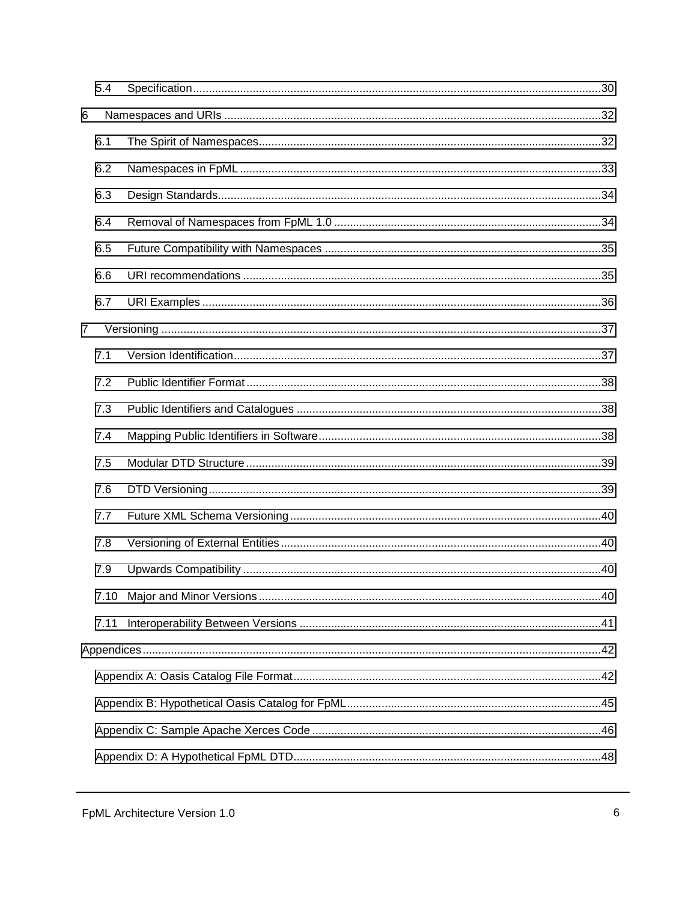5.4 Specification ... 30

6 Namespaces and URIs ... 32

6.1 The Spirit of Namespaces ... 32

6.2 Namespaces in FpML ... 33

6.3 Design Standards ... 34

6.4 Removal of Namespaces from FpML 1.0 ... 34

6.5 Future Compatibility with Namespaces ... 35

6.6 URI recommendations ... 35

6.7 URI Examples ... 36

7 Versioning ... 37

7.1 Version Identification ... 37

7.2 Public Identifier Format ... 38

7.3 Public Identifiers and Catalogues ... 38

7.4 Mapping Public Identifiers in Software ... 38

7.5 Modular DTD Structure ... 39

7.6 DTD Versioning ... 39

7.7 Future XML Schema Versioning ... 40

7.8 Versioning of External Entities ... 40

7.9 Upwards Compatibility ... 40

7.10 Major and Minor Versions ... 40

7.11 Interoperability Between Versions ... 41

Appendices ... 42

Appendix A: Oasis Catalog File Format ... 42

Appendix B: Hypothetical Oasis Catalog for FpML ... 45

Appendix C: Sample Apache Xerces Code ... 46

Appendix D: A Hypothetical FpML DTD ... 48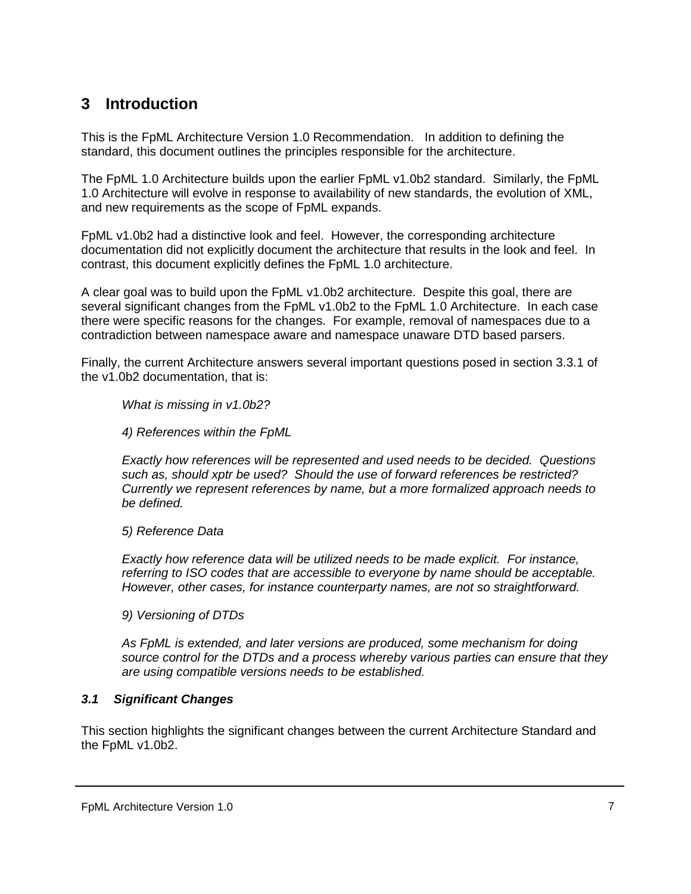# 3 Introduction

This is the FpML Architecture Version 1.0 Recommendation. In addition to defining the standard, this document outlines the principles responsible for the architecture.

The FpML 1.0 Architecture builds upon the earlier FpML v1.0b2 standard. Similarly, the FpML 1.0 Architecture will evolve in response to availability of new standards, the evolution of XML, and new requirements as the scope of FpML expands.

FpML v1.0b2 had a distinctive look and feel. However, the corresponding architecture documentation did not explicitly document the architecture that results in the look and feel. In contrast, this document explicitly defines the FpML 1.0 architecture.

A clear goal was to build upon the FpML v1.0b2 architecture. Despite this goal, there are several significant changes from the FpML v1.0b2 to the FpML 1.0 Architecture. In each case there were specific reasons for the changes. For example, removal of namespaces due to a contradiction between namespace aware and namespace unaware DTD based parsers.

Finally, the current Architecture answers several important questions posed in section 3.3.1 of the v1.0b2 documentation, that is:

> *What is missing in v1.0b2?*
>
> *4) References within the FpML*
>
> *Exactly how references will be represented and used needs to be decided. Questions such as, should xptr be used? Should the use of forward references be restricted? Currently we represent references by name, but a more formalized approach needs to be defined.*
>
> *5) Reference Data*
>
> *Exactly how reference data will be utilized needs to be made explicit. For instance, referring to ISO codes that are accessible to everyone by name should be acceptable. However, other cases, for instance counterparty names, are not so straightforward.*
>
> *9) Versioning of DTDs*
>
> *As FpML is extended, and later versions are produced, some mechanism for doing source control for the DTDs and a process whereby various parties can ensure that they are using compatible versions needs to be established.*

## *3.1 Significant Changes*

This section highlights the significant changes between the current Architecture Standard and the FpML v1.0b2.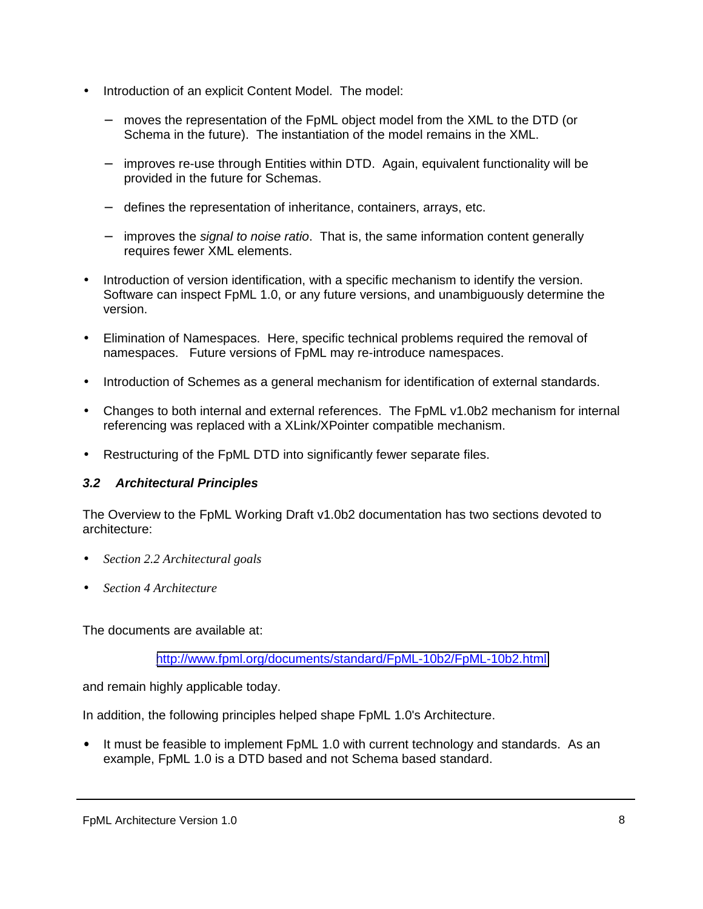- Introduction of an explicit Content Model. The model:
  - moves the representation of the FpML object model from the XML to the DTD (or Schema in the future). The instantiation of the model remains in the XML.
  - improves re-use through Entities within DTD. Again, equivalent functionality will be provided in the future for Schemas.
  - defines the representation of inheritance, containers, arrays, etc.
  - improves the *signal to noise ratio*. That is, the same information content generally requires fewer XML elements.
- Introduction of version identification, with a specific mechanism to identify the version. Software can inspect FpML 1.0, or any future versions, and unambiguously determine the version.
- Elimination of Namespaces. Here, specific technical problems required the removal of namespaces. Future versions of FpML may re-introduce namespaces.
- Introduction of Schemes as a general mechanism for identification of external standards.
- Changes to both internal and external references. The FpML v1.0b2 mechanism for internal referencing was replaced with a XLink/XPointer compatible mechanism.
- Restructuring of the FpML DTD into significantly fewer separate files.

### 3.2 Architectural Principles

The Overview to the FpML Working Draft v1.0b2 documentation has two sections devoted to architecture:

- *Section 2.2 Architectural goals*
- *Section 4 Architecture*

The documents are available at:

http://www.fpml.org/documents/standard/FpML-10b2/FpML-10b2.html

and remain highly applicable today.

In addition, the following principles helped shape FpML 1.0's Architecture.

- It must be feasible to implement FpML 1.0 with current technology and standards. As an example, FpML 1.0 is a DTD based and not Schema based standard.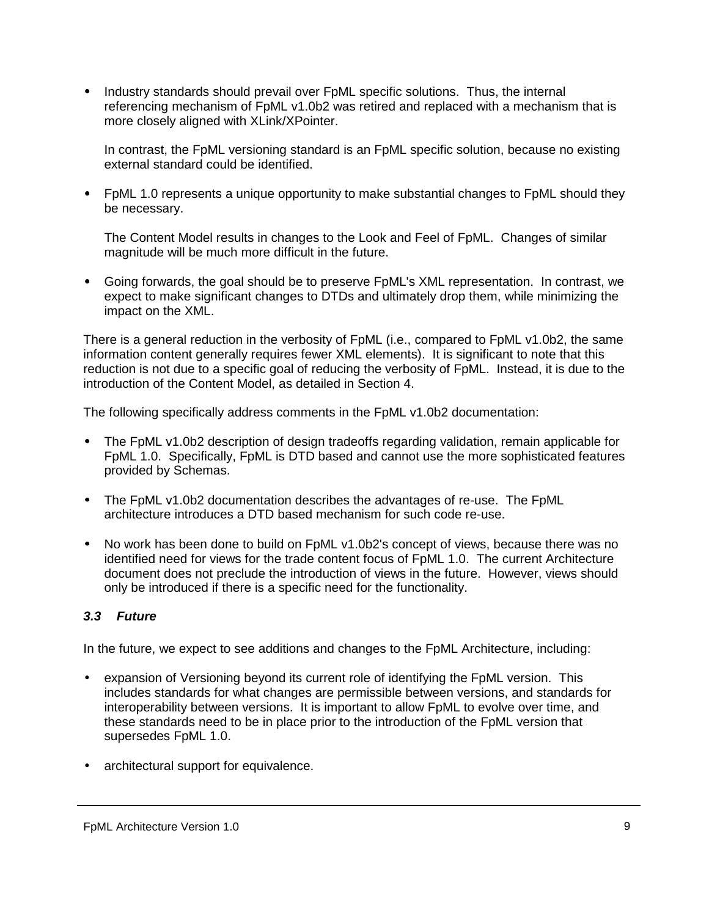- Industry standards should prevail over FpML specific solutions. Thus, the internal referencing mechanism of FpML v1.0b2 was retired and replaced with a mechanism that is more closely aligned with XLink/XPointer.

  In contrast, the FpML versioning standard is an FpML specific solution, because no existing external standard could be identified.

- FpML 1.0 represents a unique opportunity to make substantial changes to FpML should they be necessary.

  The Content Model results in changes to the Look and Feel of FpML. Changes of similar magnitude will be much more difficult in the future.

- Going forwards, the goal should be to preserve FpML's XML representation. In contrast, we expect to make significant changes to DTDs and ultimately drop them, while minimizing the impact on the XML.

There is a general reduction in the verbosity of FpML (i.e., compared to FpML v1.0b2, the same information content generally requires fewer XML elements). It is significant to note that this reduction is not due to a specific goal of reducing the verbosity of FpML. Instead, it is due to the introduction of the Content Model, as detailed in Section 4.

The following specifically address comments in the FpML v1.0b2 documentation:

- The FpML v1.0b2 description of design tradeoffs regarding validation, remain applicable for FpML 1.0. Specifically, FpML is DTD based and cannot use the more sophisticated features provided by Schemas.

- The FpML v1.0b2 documentation describes the advantages of re-use. The FpML architecture introduces a DTD based mechanism for such code re-use.

- No work has been done to build on FpML v1.0b2's concept of views, because there was no identified need for views for the trade content focus of FpML 1.0. The current Architecture document does not preclude the introduction of views in the future. However, views should only be introduced if there is a specific need for the functionality.

### *3.3 Future*

In the future, we expect to see additions and changes to the FpML Architecture, including:

- expansion of Versioning beyond its current role of identifying the FpML version. This includes standards for what changes are permissible between versions, and standards for interoperability between versions. It is important to allow FpML to evolve over time, and these standards need to be in place prior to the introduction of the FpML version that supersedes FpML 1.0.

- architectural support for equivalence.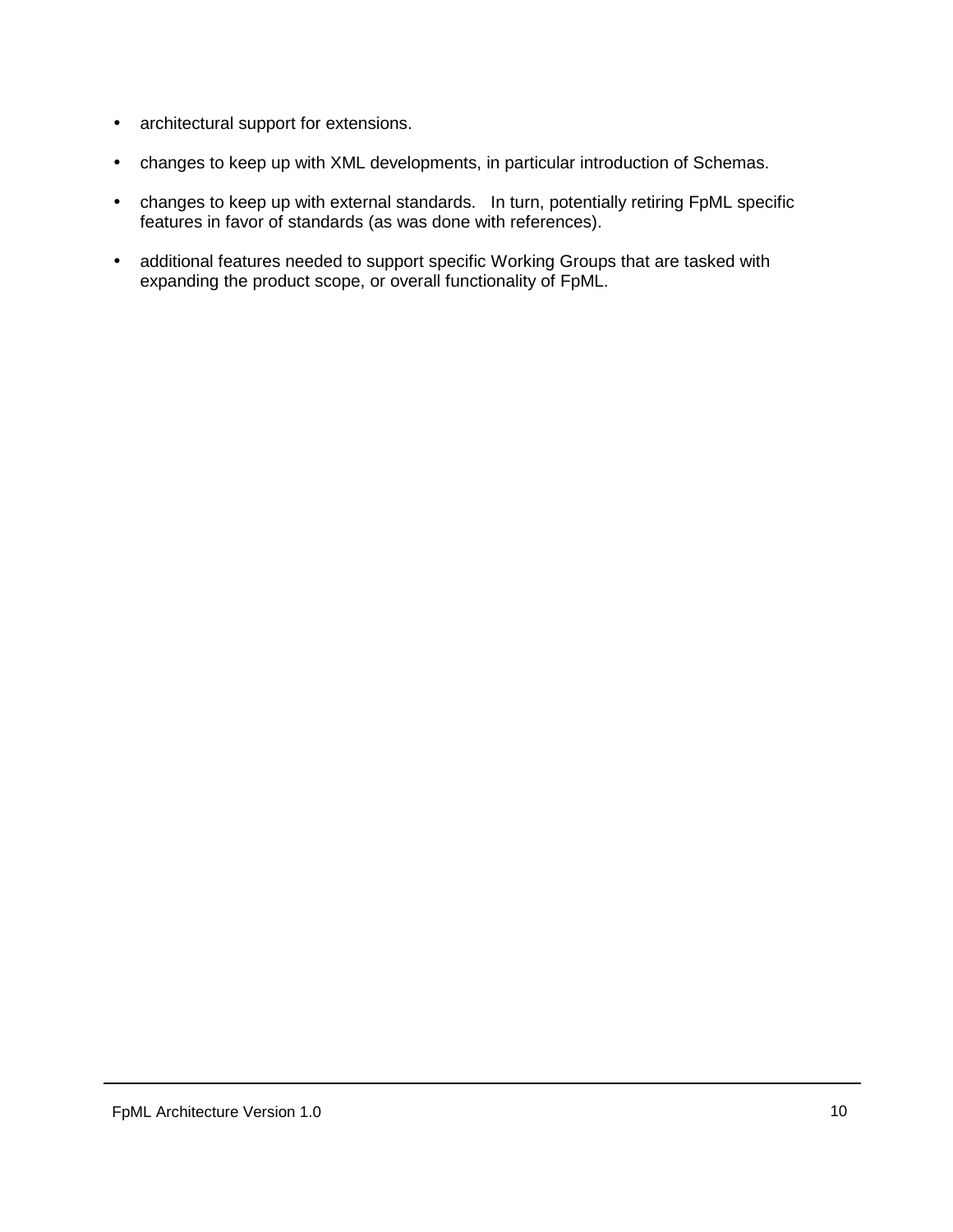- architectural support for extensions.
- changes to keep up with XML developments, in particular introduction of Schemas.
- changes to keep up with external standards. In turn, potentially retiring FpML specific features in favor of standards (as was done with references).
- additional features needed to support specific Working Groups that are tasked with expanding the product scope, or overall functionality of FpML.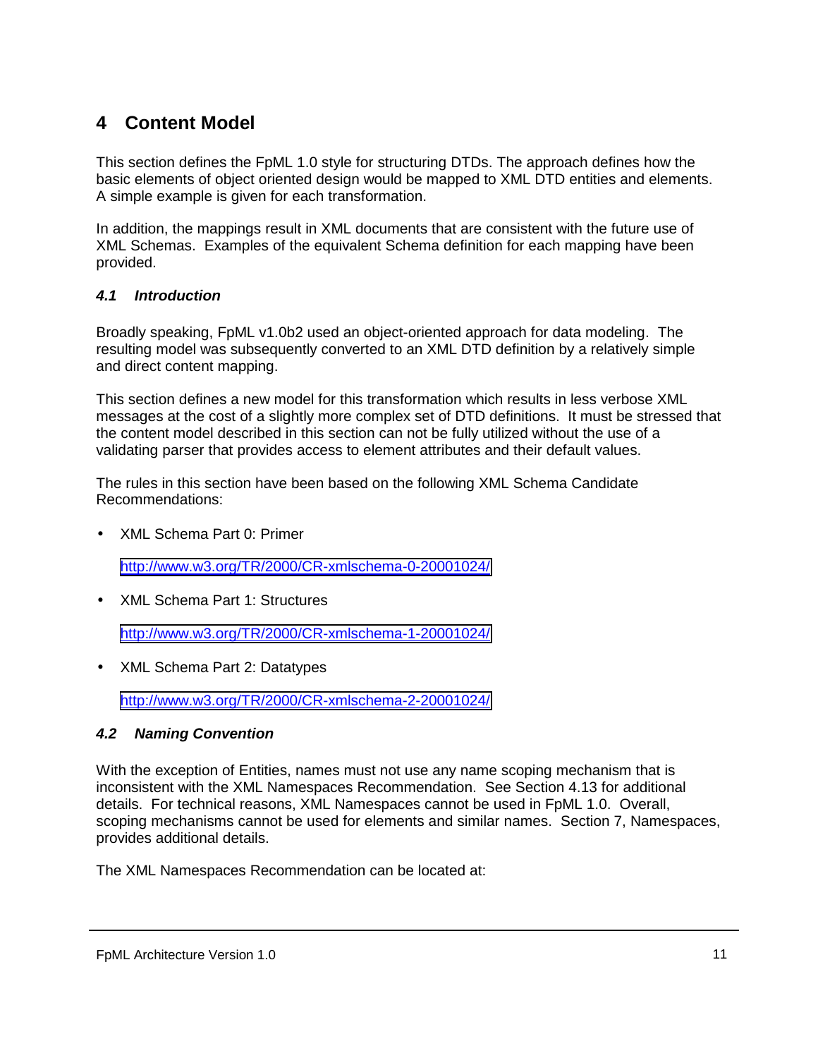# 4 Content Model

This section defines the FpML 1.0 style for structuring DTDs. The approach defines how the basic elements of object oriented design would be mapped to XML DTD entities and elements. A simple example is given for each transformation.

In addition, the mappings result in XML documents that are consistent with the future use of XML Schemas. Examples of the equivalent Schema definition for each mapping have been provided.

## *4.1 Introduction*

Broadly speaking, FpML v1.0b2 used an object-oriented approach for data modeling. The resulting model was subsequently converted to an XML DTD definition by a relatively simple and direct content mapping.

This section defines a new model for this transformation which results in less verbose XML messages at the cost of a slightly more complex set of DTD definitions. It must be stressed that the content model described in this section can not be fully utilized without the use of a validating parser that provides access to element attributes and their default values.

The rules in this section have been based on the following XML Schema Candidate Recommendations:

- XML Schema Part 0: Primer

  http://www.w3.org/TR/2000/CR-xmlschema-0-20001024/

- XML Schema Part 1: Structures

  http://www.w3.org/TR/2000/CR-xmlschema-1-20001024/

- XML Schema Part 2: Datatypes

  http://www.w3.org/TR/2000/CR-xmlschema-2-20001024/

## *4.2 Naming Convention*

With the exception of Entities, names must not use any name scoping mechanism that is inconsistent with the XML Namespaces Recommendation. See Section 4.13 for additional details. For technical reasons, XML Namespaces cannot be used in FpML 1.0. Overall, scoping mechanisms cannot be used for elements and similar names. Section 7, Namespaces, provides additional details.

The XML Namespaces Recommendation can be located at: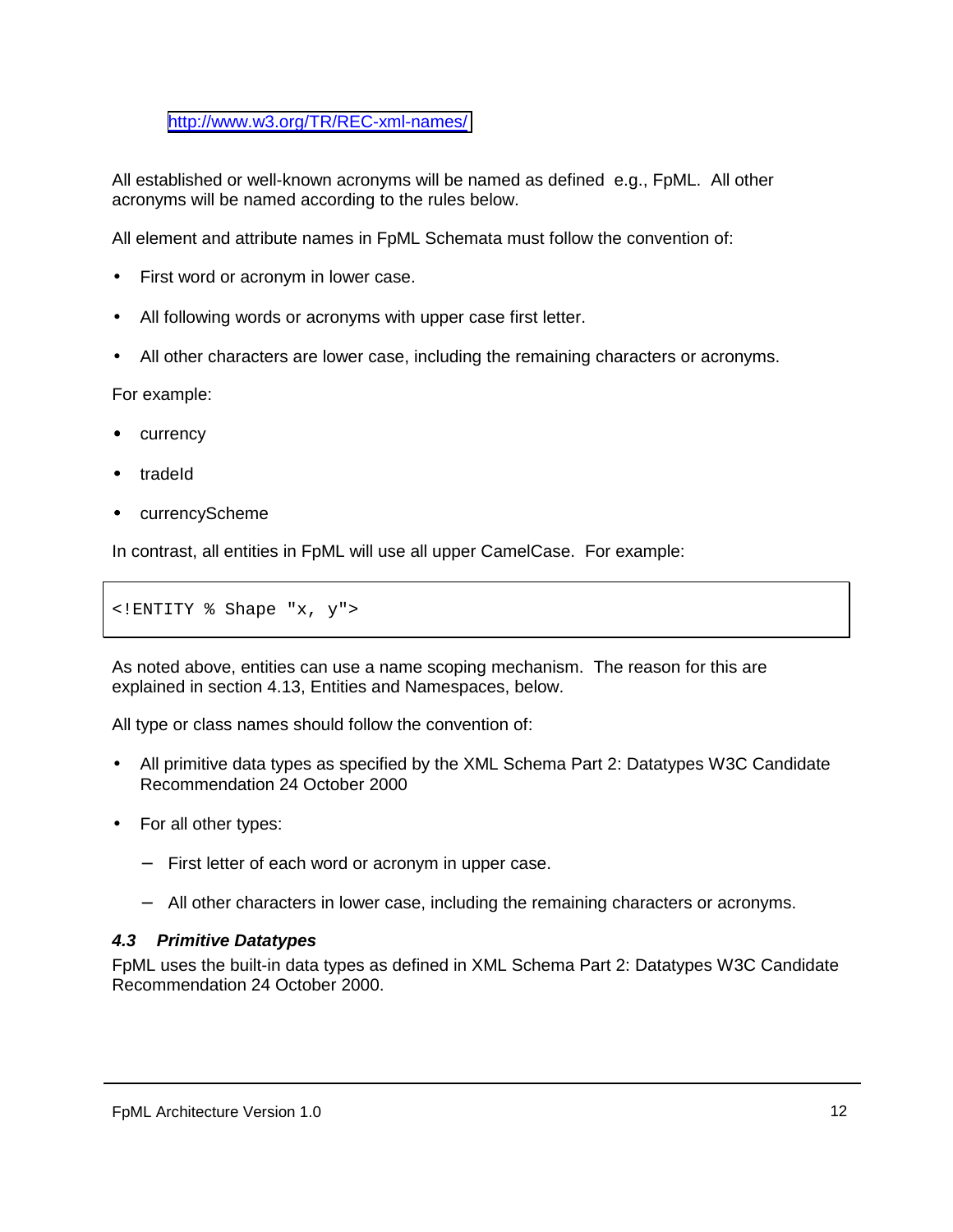http://www.w3.org/TR/REC-xml-names/

All established or well-known acronyms will be named as defined e.g., FpML. All other acronyms will be named according to the rules below.

All element and attribute names in FpML Schemata must follow the convention of:

- First word or acronym in lower case.
- All following words or acronyms with upper case first letter.
- All other characters are lower case, including the remaining characters or acronyms.

For example:

- currency
- tradeId
- currencyScheme

In contrast, all entities in FpML will use all upper CamelCase. For example:

```
<!ENTITY % Shape "x, y">
```

As noted above, entities can use a name scoping mechanism. The reason for this are explained in section 4.13, Entities and Namespaces, below.

All type or class names should follow the convention of:

- All primitive data types as specified by the XML Schema Part 2: Datatypes W3C Candidate Recommendation 24 October 2000
- For all other types:
  - First letter of each word or acronym in upper case.
  - All other characters in lower case, including the remaining characters or acronyms.

### *4.3 Primitive Datatypes*

FpML uses the built-in data types as defined in XML Schema Part 2: Datatypes W3C Candidate Recommendation 24 October 2000.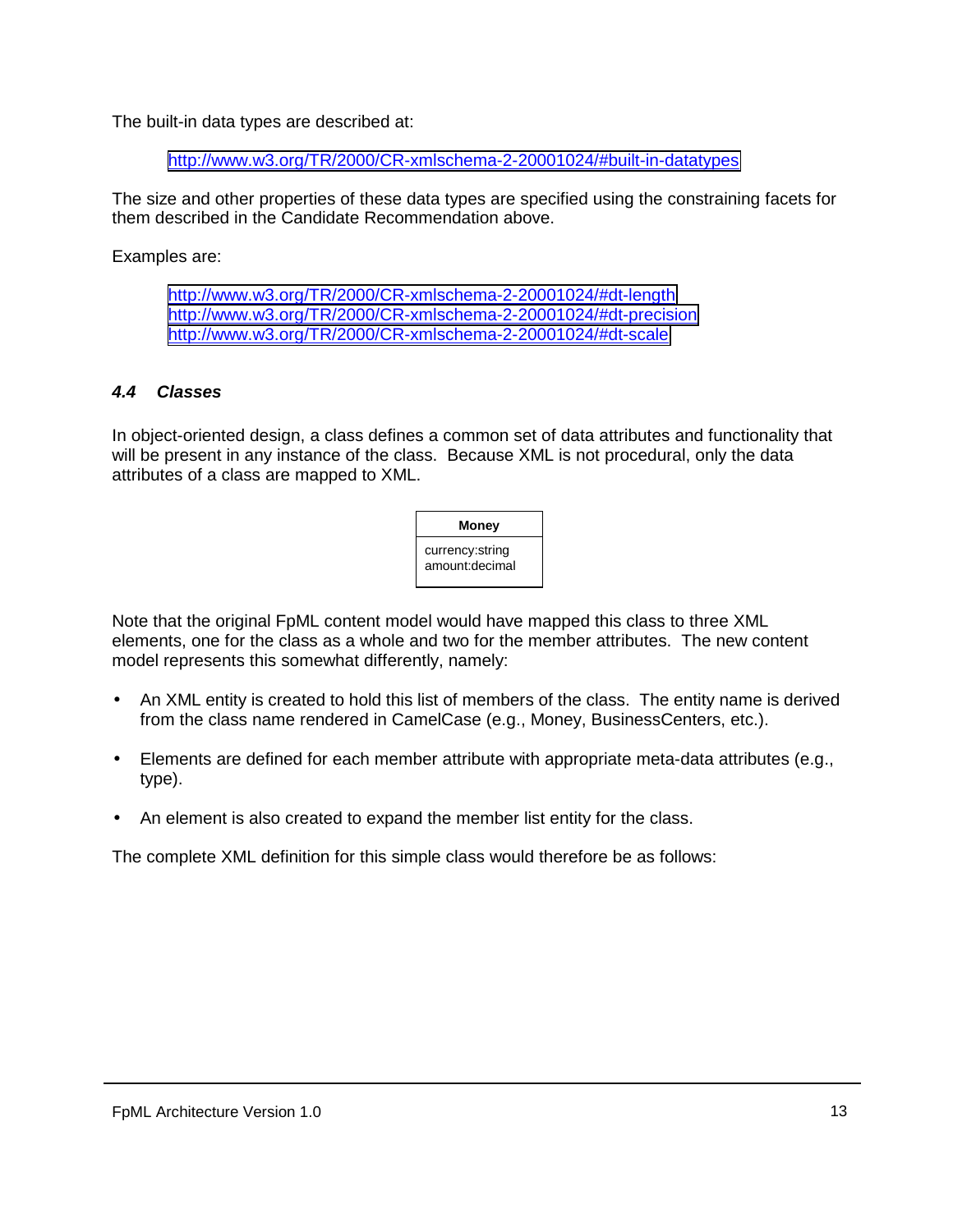The built-in data types are described at:

> http://www.w3.org/TR/2000/CR-xmlschema-2-20001024/#built-in-datatypes

The size and other properties of these data types are specified using the constraining facets for them described in the Candidate Recommendation above.

Examples are:

> http://www.w3.org/TR/2000/CR-xmlschema-2-20001024/#dt-length
> http://www.w3.org/TR/2000/CR-xmlschema-2-20001024/#dt-precision
> http://www.w3.org/TR/2000/CR-xmlschema-2-20001024/#dt-scale

### *4.4 Classes*

In object-oriented design, a class defines a common set of data attributes and functionality that will be present in any instance of the class. Because XML is not procedural, only the data attributes of a class are mapped to XML.

| **Money** |
|---|
| currency:string<br>amount:decimal |

Note that the original FpML content model would have mapped this class to three XML elements, one for the class as a whole and two for the member attributes. The new content model represents this somewhat differently, namely:

- An XML entity is created to hold this list of members of the class. The entity name is derived from the class name rendered in CamelCase (e.g., Money, BusinessCenters, etc.).
- Elements are defined for each member attribute with appropriate meta-data attributes (e.g., type).
- An element is also created to expand the member list entity for the class.

The complete XML definition for this simple class would therefore be as follows: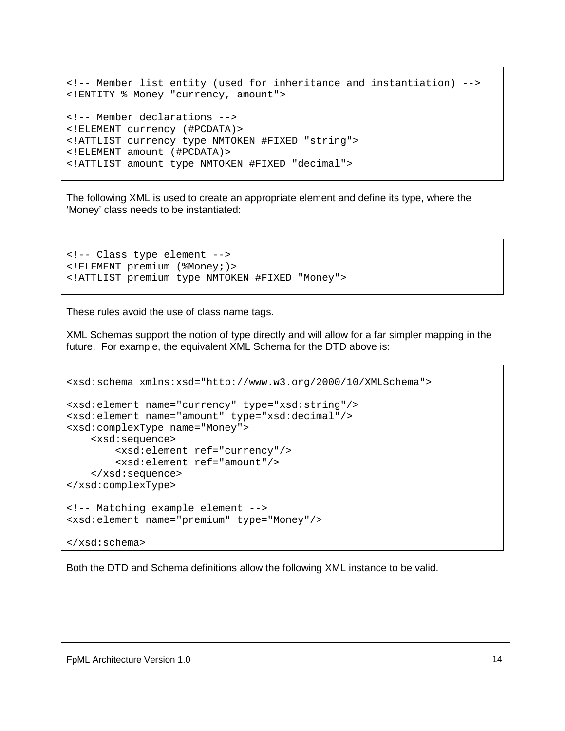```
<!-- Member list entity (used for inheritance and instantiation) -->
<!ENTITY % Money "currency, amount">

<!-- Member declarations -->
<!ELEMENT currency (#PCDATA)>
<!ATTLIST currency type NMTOKEN #FIXED "string">
<!ELEMENT amount (#PCDATA)>
<!ATTLIST amount type NMTOKEN #FIXED "decimal">
```

The following XML is used to create an appropriate element and define its type, where the 'Money' class needs to be instantiated:

```
<!-- Class type element -->
<!ELEMENT premium (%Money;)>
<!ATTLIST premium type NMTOKEN #FIXED "Money">
```

These rules avoid the use of class name tags.

XML Schemas support the notion of type directly and will allow for a far simpler mapping in the future. For example, the equivalent XML Schema for the DTD above is:

```
<xsd:schema xmlns:xsd="http://www.w3.org/2000/10/XMLSchema">

<xsd:element name="currency" type="xsd:string"/>
<xsd:element name="amount" type="xsd:decimal"/>
<xsd:complexType name="Money">
    <xsd:sequence>
        <xsd:element ref="currency"/>
        <xsd:element ref="amount"/>
    </xsd:sequence>
</xsd:complexType>

<!-- Matching example element -->
<xsd:element name="premium" type="Money"/>

</xsd:schema>
```

Both the DTD and Schema definitions allow the following XML instance to be valid.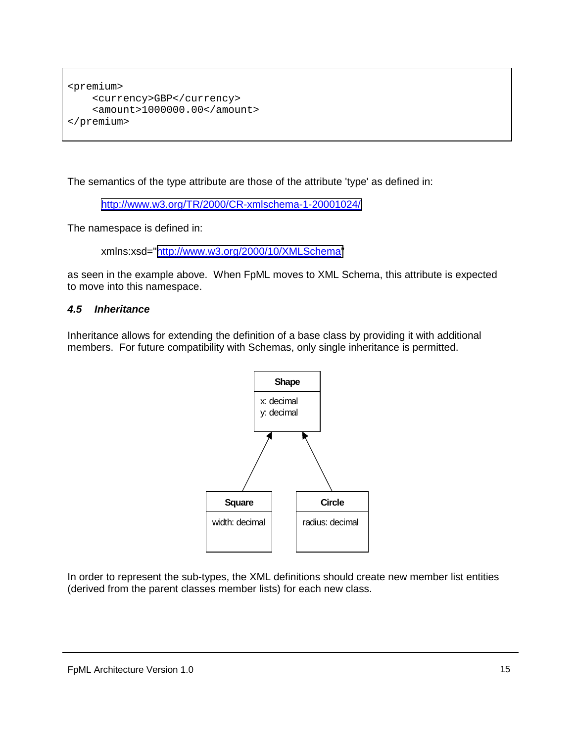```
<premium>
    <currency>GBP</currency>
    <amount>1000000.00</amount>
</premium>
```

The semantics of the type attribute are those of the attribute 'type' as defined in:

http://www.w3.org/TR/2000/CR-xmlschema-1-20001024/

The namespace is defined in:

xmlns:xsd="http://www.w3.org/2000/10/XMLSchema"

as seen in the example above. When FpML moves to XML Schema, this attribute is expected to move into this namespace.

### *4.5 Inheritance*

Inheritance allows for extending the definition of a base class by providing it with additional members. For future compatibility with Schemas, only single inheritance is permitted.

**Shape**
x: decimal
y: decimal

**Square**
width: decimal

**Circle**
radius: decimal

In order to represent the sub-types, the XML definitions should create new member list entities (derived from the parent classes member lists) for each new class.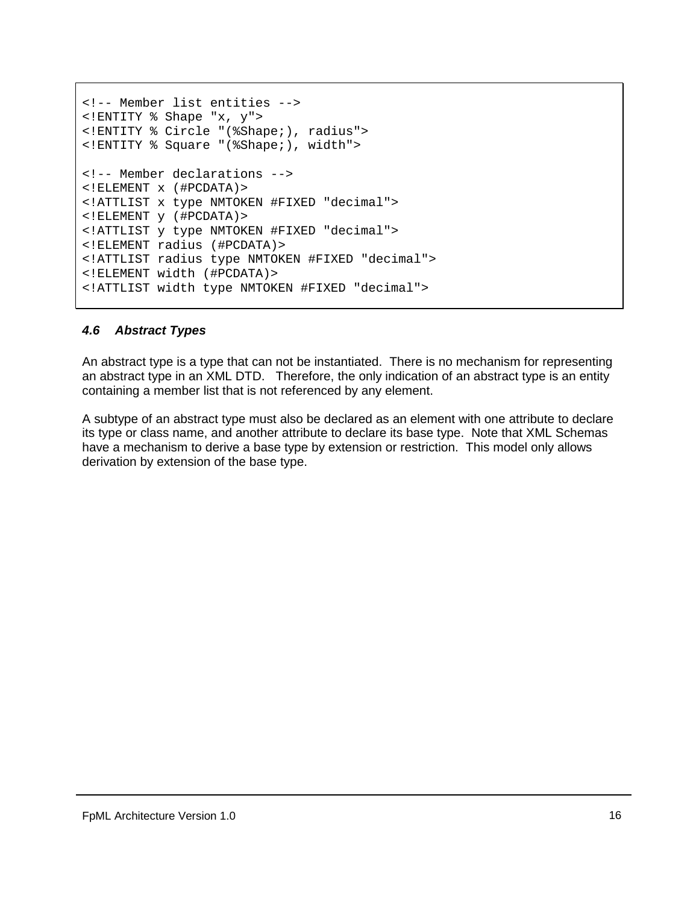```
<!-- Member list entities -->
<!ENTITY % Shape "x, y">
<!ENTITY % Circle "(%Shape;), radius">
<!ENTITY % Square "(%Shape;), width">

<!-- Member declarations -->
<!ELEMENT x (#PCDATA)>
<!ATTLIST x type NMTOKEN #FIXED "decimal">
<!ELEMENT y (#PCDATA)>
<!ATTLIST y type NMTOKEN #FIXED "decimal">
<!ELEMENT radius (#PCDATA)>
<!ATTLIST radius type NMTOKEN #FIXED "decimal">
<!ELEMENT width (#PCDATA)>
<!ATTLIST width type NMTOKEN #FIXED "decimal">
```

### *4.6 Abstract Types*

An abstract type is a type that can not be instantiated. There is no mechanism for representing an abstract type in an XML DTD. Therefore, the only indication of an abstract type is an entity containing a member list that is not referenced by any element.

A subtype of an abstract type must also be declared as an element with one attribute to declare its type or class name, and another attribute to declare its base type. Note that XML Schemas have a mechanism to derive a base type by extension or restriction. This model only allows derivation by extension of the base type.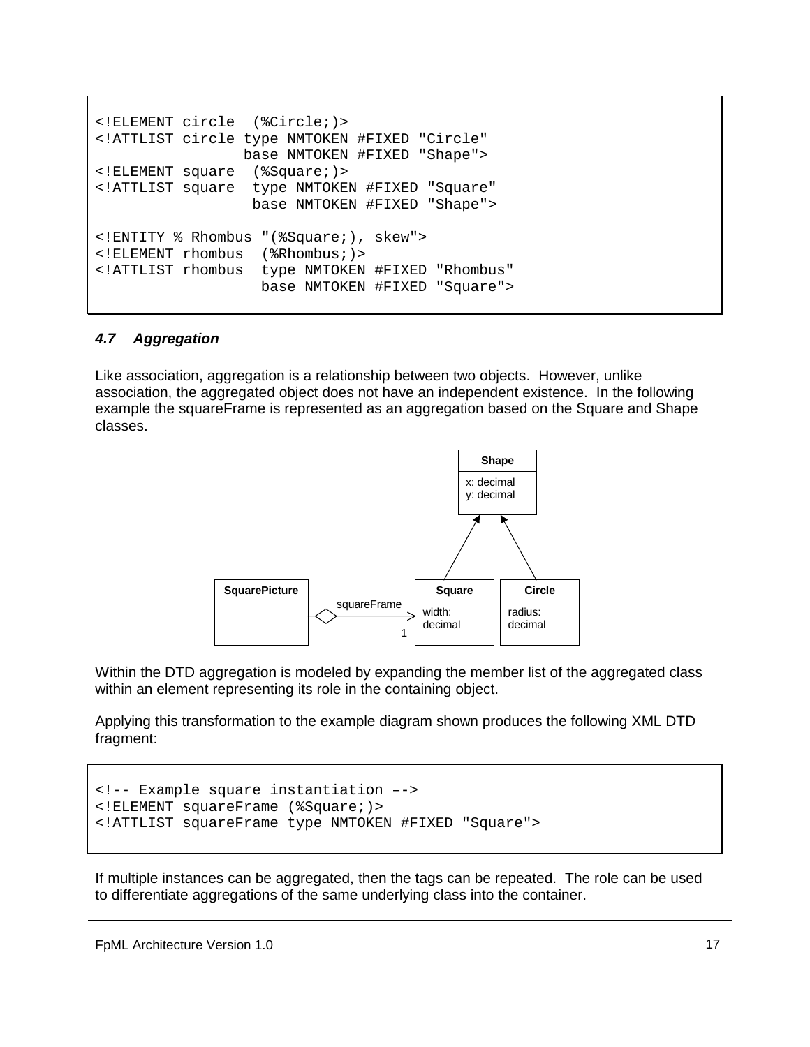```
<!ELEMENT circle  (%Circle;)>
<!ATTLIST circle type NMTOKEN #FIXED "Circle"
                base NMTOKEN #FIXED "Shape">
<!ELEMENT square  (%Square;)>
<!ATTLIST square  type NMTOKEN #FIXED "Square"
                  base NMTOKEN #FIXED "Shape">

<!ENTITY % Rhombus "(%Square;), skew">
<!ELEMENT rhombus  (%Rhombus;)>
<!ATTLIST rhombus  type NMTOKEN #FIXED "Rhombus"
                   base NMTOKEN #FIXED "Square">
```

### *4.7 Aggregation*

Like association, aggregation is a relationship between two objects. However, unlike association, the aggregated object does not have an independent existence. In the following example the squareFrame is represented as an aggregation based on the Square and Shape classes.

Within the DTD aggregation is modeled by expanding the member list of the aggregated class within an element representing its role in the containing object.

Applying this transformation to the example diagram shown produces the following XML DTD fragment:

```
<!-- Example square instantiation –->
<!ELEMENT squareFrame (%Square;)>
<!ATTLIST squareFrame type NMTOKEN #FIXED "Square">
```

If multiple instances can be aggregated, then the tags can be repeated. The role can be used to differentiate aggregations of the same underlying class into the container.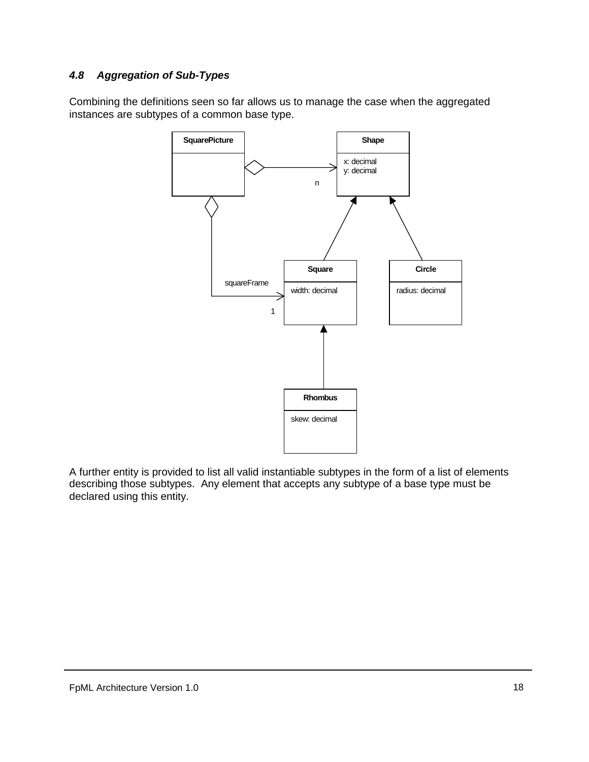### *4.8 Aggregation of Sub-Types*

Combining the definitions seen so far allows us to manage the case when the aggregated instances are subtypes of a common base type.

A further entity is provided to list all valid instantiable subtypes in the form of a list of elements describing those subtypes. Any element that accepts any subtype of a base type must be declared using this entity.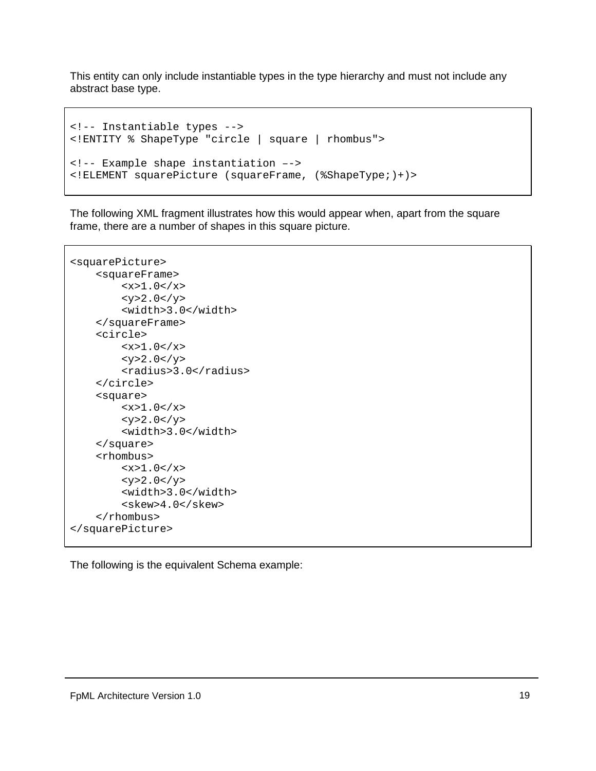This entity can only include instantiable types in the type hierarchy and must not include any abstract base type.

```
<!-- Instantiable types -->
<!ENTITY % ShapeType "circle | square | rhombus">

<!-- Example shape instantiation –->
<!ELEMENT squarePicture (squareFrame, (%ShapeType;)+)>
```

The following XML fragment illustrates how this would appear when, apart from the square frame, there are a number of shapes in this square picture.

```
<squarePicture>
    <squareFrame>
        <x>1.0</x>
        <y>2.0</y>
        <width>3.0</width>
    </squareFrame>
    <circle>
        <x>1.0</x>
        <y>2.0</y>
        <radius>3.0</radius>
    </circle>
    <square>
        <x>1.0</x>
        <y>2.0</y>
        <width>3.0</width>
    </square>
    <rhombus>
        <x>1.0</x>
        <y>2.0</y>
        <width>3.0</width>
        <skew>4.0</skew>
    </rhombus>
</squarePicture>
```

The following is the equivalent Schema example: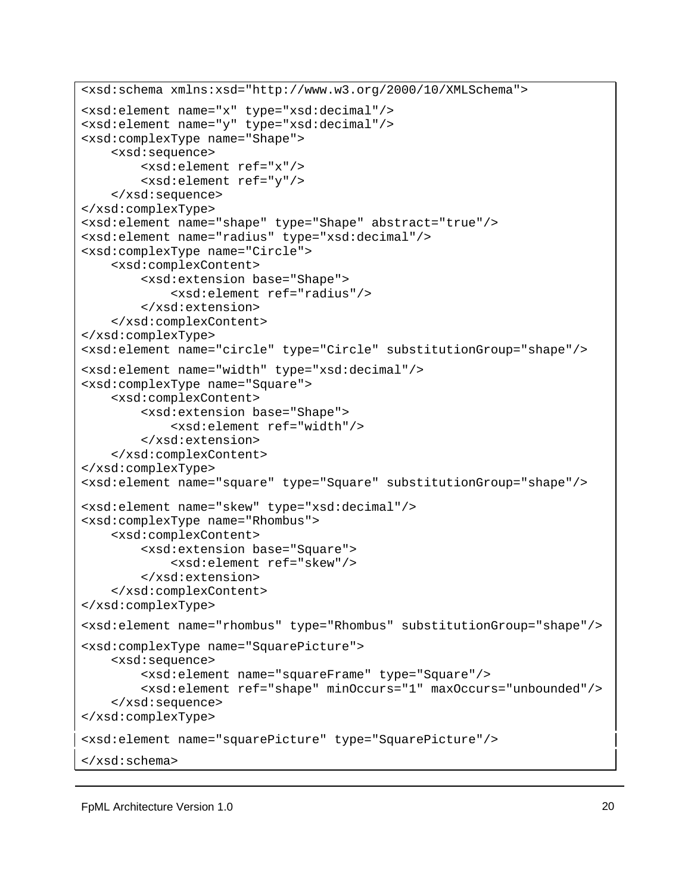```
<xsd:schema xmlns:xsd="http://www.w3.org/2000/10/XMLSchema">
<xsd:element name="x" type="xsd:decimal"/>
<xsd:element name="y" type="xsd:decimal"/>
<xsd:complexType name="Shape">
    <xsd:sequence>
        <xsd:element ref="x"/>
        <xsd:element ref="y"/>
    </xsd:sequence>
</xsd:complexType>
<xsd:element name="shape" type="Shape" abstract="true"/>
<xsd:element name="radius" type="xsd:decimal"/>
<xsd:complexType name="Circle">
    <xsd:complexContent>
        <xsd:extension base="Shape">
            <xsd:element ref="radius"/>
        </xsd:extension>
    </xsd:complexContent>
</xsd:complexType>
<xsd:element name="circle" type="Circle" substitutionGroup="shape"/>
<xsd:element name="width" type="xsd:decimal"/>
<xsd:complexType name="Square">
    <xsd:complexContent>
        <xsd:extension base="Shape">
            <xsd:element ref="width"/>
        </xsd:extension>
    </xsd:complexContent>
</xsd:complexType>
<xsd:element name="square" type="Square" substitutionGroup="shape"/>
<xsd:element name="skew" type="xsd:decimal"/>
<xsd:complexType name="Rhombus">
    <xsd:complexContent>
        <xsd:extension base="Square">
            <xsd:element ref="skew"/>
        </xsd:extension>
    </xsd:complexContent>
</xsd:complexType>
<xsd:element name="rhombus" type="Rhombus" substitutionGroup="shape"/>
<xsd:complexType name="SquarePicture">
    <xsd:sequence>
        <xsd:element name="squareFrame" type="Square"/>
        <xsd:element ref="shape" minOccurs="1" maxOccurs="unbounded"/>
    </xsd:sequence>
</xsd:complexType>
<xsd:element name="squarePicture" type="SquarePicture"/>
</xsd:schema>
```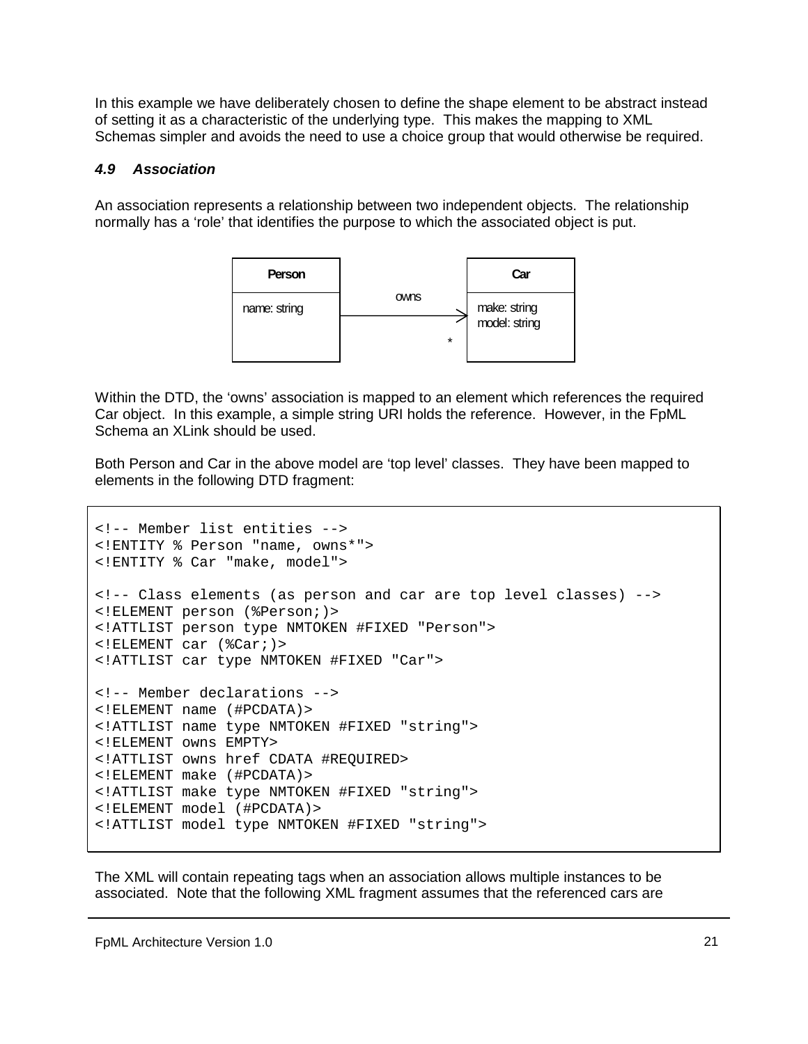In this example we have deliberately chosen to define the shape element to be abstract instead of setting it as a characteristic of the underlying type. This makes the mapping to XML Schemas simpler and avoids the need to use a choice group that would otherwise be required.

### *4.9 Association*

An association represents a relationship between two independent objects. The relationship normally has a 'role' that identifies the purpose to which the associated object is put.

Within the DTD, the 'owns' association is mapped to an element which references the required Car object. In this example, a simple string URI holds the reference. However, in the FpML Schema an XLink should be used.

Both Person and Car in the above model are 'top level' classes. They have been mapped to elements in the following DTD fragment:

```
<!-- Member list entities -->
<!ENTITY % Person "name, owns*">
<!ENTITY % Car "make, model">

<!-- Class elements (as person and car are top level classes) -->
<!ELEMENT person (%Person;)>
<!ATTLIST person type NMTOKEN #FIXED "Person">
<!ELEMENT car (%Car;)>
<!ATTLIST car type NMTOKEN #FIXED "Car">

<!-- Member declarations -->
<!ELEMENT name (#PCDATA)>
<!ATTLIST name type NMTOKEN #FIXED "string">
<!ELEMENT owns EMPTY>
<!ATTLIST owns href CDATA #REQUIRED>
<!ELEMENT make (#PCDATA)>
<!ATTLIST make type NMTOKEN #FIXED "string">
<!ELEMENT model (#PCDATA)>
<!ATTLIST model type NMTOKEN #FIXED "string">
```

The XML will contain repeating tags when an association allows multiple instances to be associated. Note that the following XML fragment assumes that the referenced cars are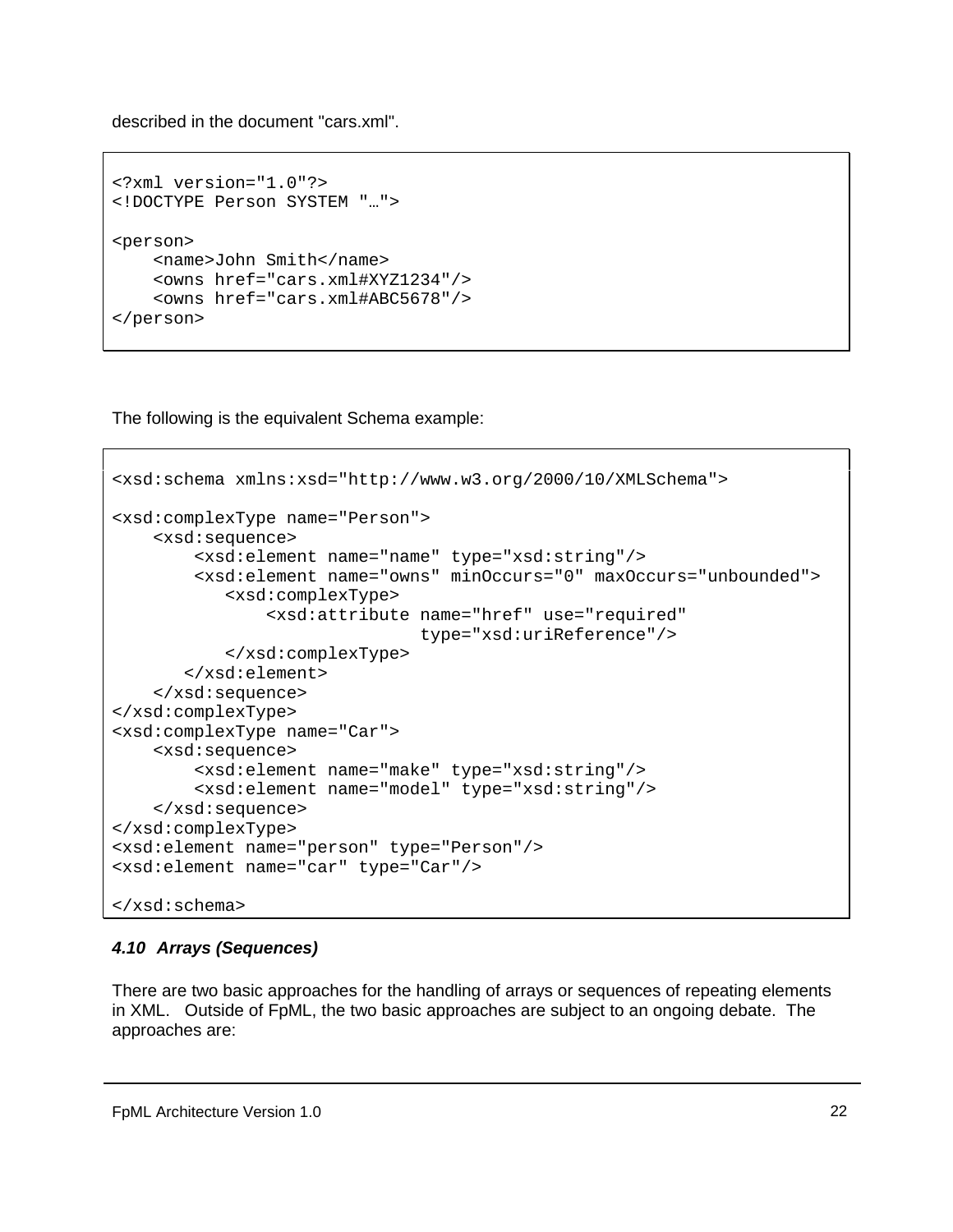described in the document "cars.xml".

```
<?xml version="1.0"?>
<!DOCTYPE Person SYSTEM "…">

<person>
    <name>John Smith</name>
    <owns href="cars.xml#XYZ1234"/>
    <owns href="cars.xml#ABC5678"/>
</person>
```

The following is the equivalent Schema example:

```
<xsd:schema xmlns:xsd="http://www.w3.org/2000/10/XMLSchema">

<xsd:complexType name="Person">
    <xsd:sequence>
        <xsd:element name="name" type="xsd:string"/>
        <xsd:element name="owns" minOccurs="0" maxOccurs="unbounded">
           <xsd:complexType>
               <xsd:attribute name="href" use="required"
                              type="xsd:uriReference"/>
           </xsd:complexType>
       </xsd:element>
    </xsd:sequence>
</xsd:complexType>
<xsd:complexType name="Car">
    <xsd:sequence>
        <xsd:element name="make" type="xsd:string"/>
        <xsd:element name="model" type="xsd:string"/>
    </xsd:sequence>
</xsd:complexType>
<xsd:element name="person" type="Person"/>
<xsd:element name="car" type="Car"/>

</xsd:schema>
```

### *4.10 Arrays (Sequences)*

There are two basic approaches for the handling of arrays or sequences of repeating elements in XML. Outside of FpML, the two basic approaches are subject to an ongoing debate. The approaches are: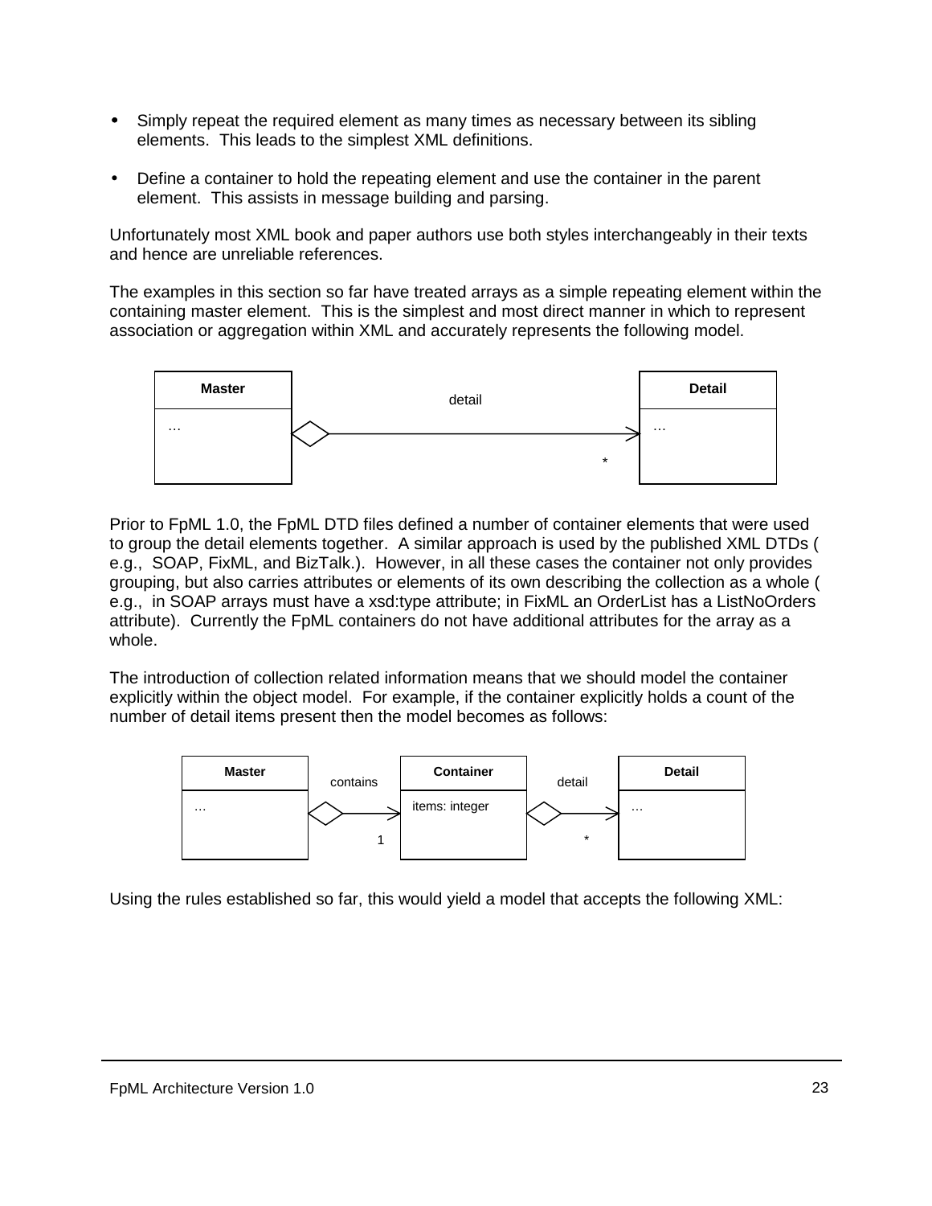- Simply repeat the required element as many times as necessary between its sibling elements. This leads to the simplest XML definitions.

- Define a container to hold the repeating element and use the container in the parent element. This assists in message building and parsing.

Unfortunately most XML book and paper authors use both styles interchangeably in their texts and hence are unreliable references.

The examples in this section so far have treated arrays as a simple repeating element within the containing master element. This is the simplest and most direct manner in which to represent association or aggregation within XML and accurately represents the following model.

```
+----------+                                   +----------+
|  Master  |              detail               |  Detail  |
+----------+                                   +----------+
| …        |<>-------------------------------->| …        |
|          |                                 * |          |
+----------+                                   +----------+
```

Prior to FpML 1.0, the FpML DTD files defined a number of container elements that were used to group the detail elements together. A similar approach is used by the published XML DTDs ( e.g., SOAP, FixML, and BizTalk.). However, in all these cases the container not only provides grouping, but also carries attributes or elements of its own describing the collection as a whole ( e.g., in SOAP arrays must have a xsd:type attribute; in FixML an OrderList has a ListNoOrders attribute). Currently the FpML containers do not have additional attributes for the array as a whole.

The introduction of collection related information means that we should model the container explicitly within the object model. For example, if the container explicitly holds a count of the number of detail items present then the model becomes as follows:

```
+----------+            +----------------+            +----------+
|  Master  |  contains  |   Container    |   detail   |  Detail  |
+----------+            +----------------+            +----------+
| …        |<>--------->| items: integer |<>--------->| …        |
|          |          1 |                |          * |          |
+----------+            +----------------+            +----------+
```

Using the rules established so far, this would yield a model that accepts the following XML: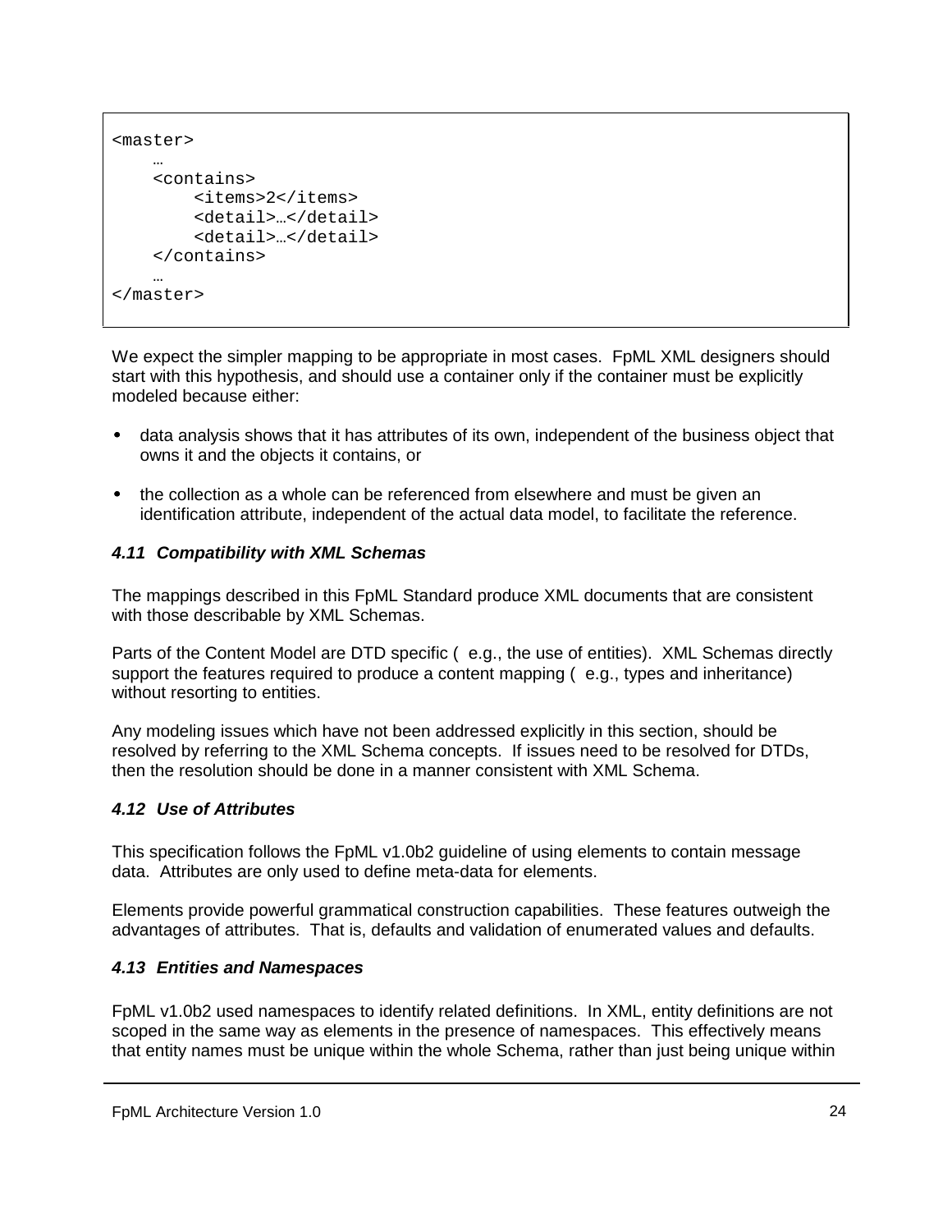```
<master>
    …
    <contains>
        <items>2</items>
        <detail>…</detail>
        <detail>…</detail>
    </contains>
    …
</master>
```

We expect the simpler mapping to be appropriate in most cases. FpML XML designers should start with this hypothesis, and should use a container only if the container must be explicitly modeled because either:

- data analysis shows that it has attributes of its own, independent of the business object that owns it and the objects it contains, or
- the collection as a whole can be referenced from elsewhere and must be given an identification attribute, independent of the actual data model, to facilitate the reference.

### *4.11 Compatibility with XML Schemas*

The mappings described in this FpML Standard produce XML documents that are consistent with those describable by XML Schemas.

Parts of the Content Model are DTD specific ( e.g., the use of entities). XML Schemas directly support the features required to produce a content mapping ( e.g., types and inheritance) without resorting to entities.

Any modeling issues which have not been addressed explicitly in this section, should be resolved by referring to the XML Schema concepts. If issues need to be resolved for DTDs, then the resolution should be done in a manner consistent with XML Schema.

### *4.12 Use of Attributes*

This specification follows the FpML v1.0b2 guideline of using elements to contain message data. Attributes are only used to define meta-data for elements.

Elements provide powerful grammatical construction capabilities. These features outweigh the advantages of attributes. That is, defaults and validation of enumerated values and defaults.

### *4.13 Entities and Namespaces*

FpML v1.0b2 used namespaces to identify related definitions. In XML, entity definitions are not scoped in the same way as elements in the presence of namespaces. This effectively means that entity names must be unique within the whole Schema, rather than just being unique within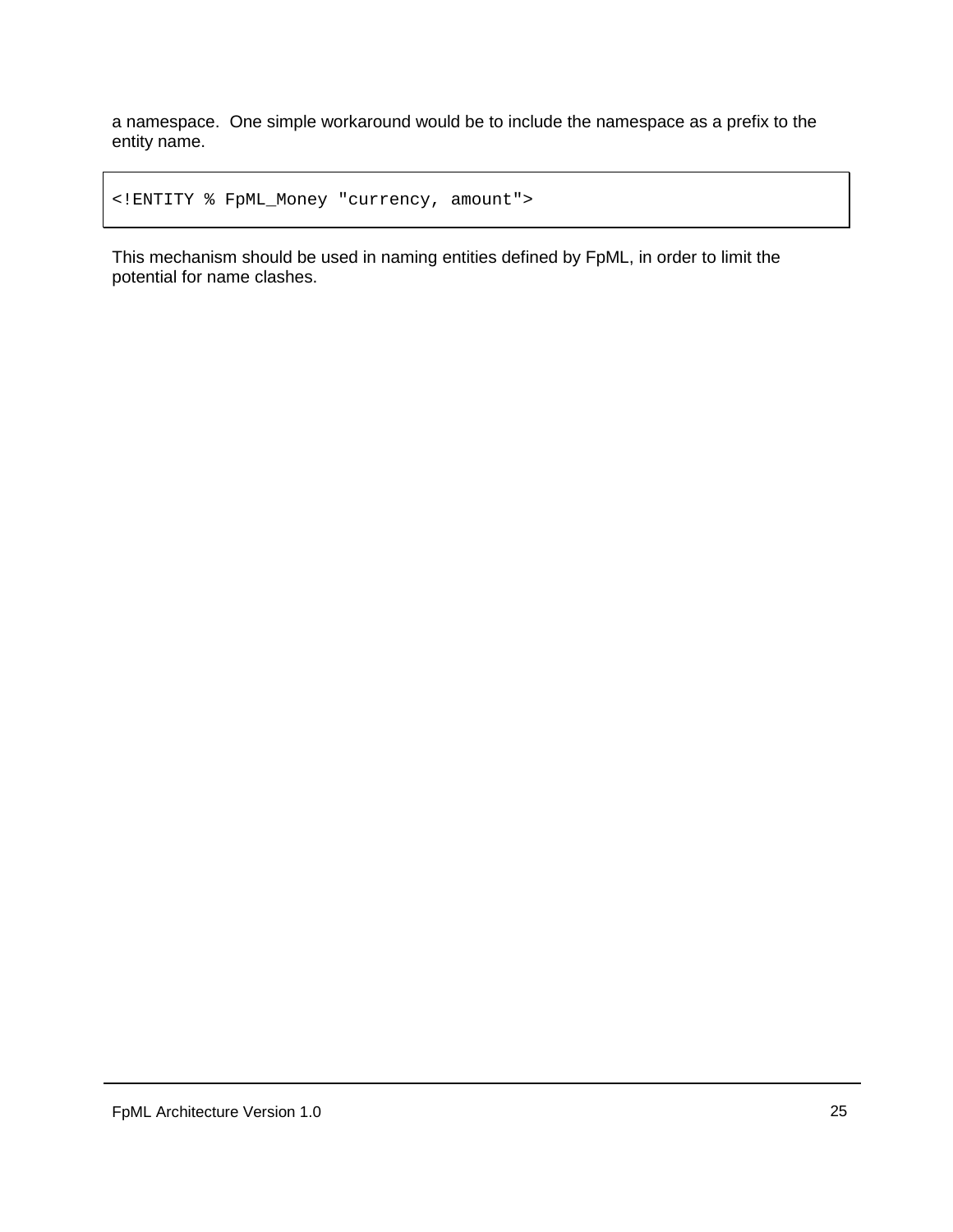a namespace.  One simple workaround would be to include the namespace as a prefix to the entity name.

```
<!ENTITY % FpML_Money "currency, amount">
```

This mechanism should be used in naming entities defined by FpML, in order to limit the potential for name clashes.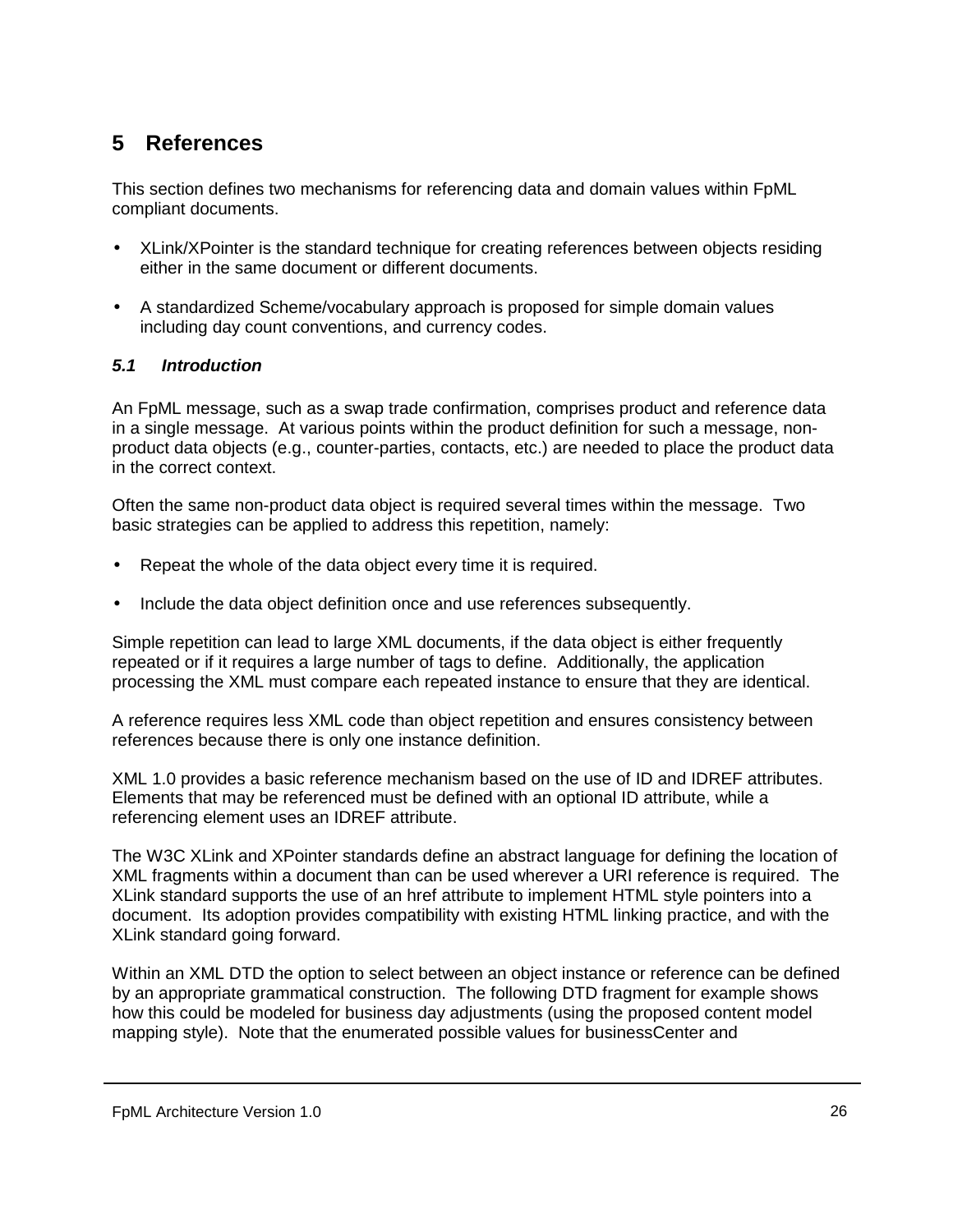# 5 References

This section defines two mechanisms for referencing data and domain values within FpML compliant documents.

- XLink/XPointer is the standard technique for creating references between objects residing either in the same document or different documents.
- A standardized Scheme/vocabulary approach is proposed for simple domain values including day count conventions, and currency codes.

### *5.1 Introduction*

An FpML message, such as a swap trade confirmation, comprises product and reference data in a single message. At various points within the product definition for such a message, non-product data objects (e.g., counter-parties, contacts, etc.) are needed to place the product data in the correct context.

Often the same non-product data object is required several times within the message. Two basic strategies can be applied to address this repetition, namely:

- Repeat the whole of the data object every time it is required.
- Include the data object definition once and use references subsequently.

Simple repetition can lead to large XML documents, if the data object is either frequently repeated or if it requires a large number of tags to define. Additionally, the application processing the XML must compare each repeated instance to ensure that they are identical.

A reference requires less XML code than object repetition and ensures consistency between references because there is only one instance definition.

XML 1.0 provides a basic reference mechanism based on the use of ID and IDREF attributes. Elements that may be referenced must be defined with an optional ID attribute, while a referencing element uses an IDREF attribute.

The W3C XLink and XPointer standards define an abstract language for defining the location of XML fragments within a document than can be used wherever a URI reference is required. The XLink standard supports the use of an href attribute to implement HTML style pointers into a document. Its adoption provides compatibility with existing HTML linking practice, and with the XLink standard going forward.

Within an XML DTD the option to select between an object instance or reference can be defined by an appropriate grammatical construction. The following DTD fragment for example shows how this could be modeled for business day adjustments (using the proposed content model mapping style). Note that the enumerated possible values for businessCenter and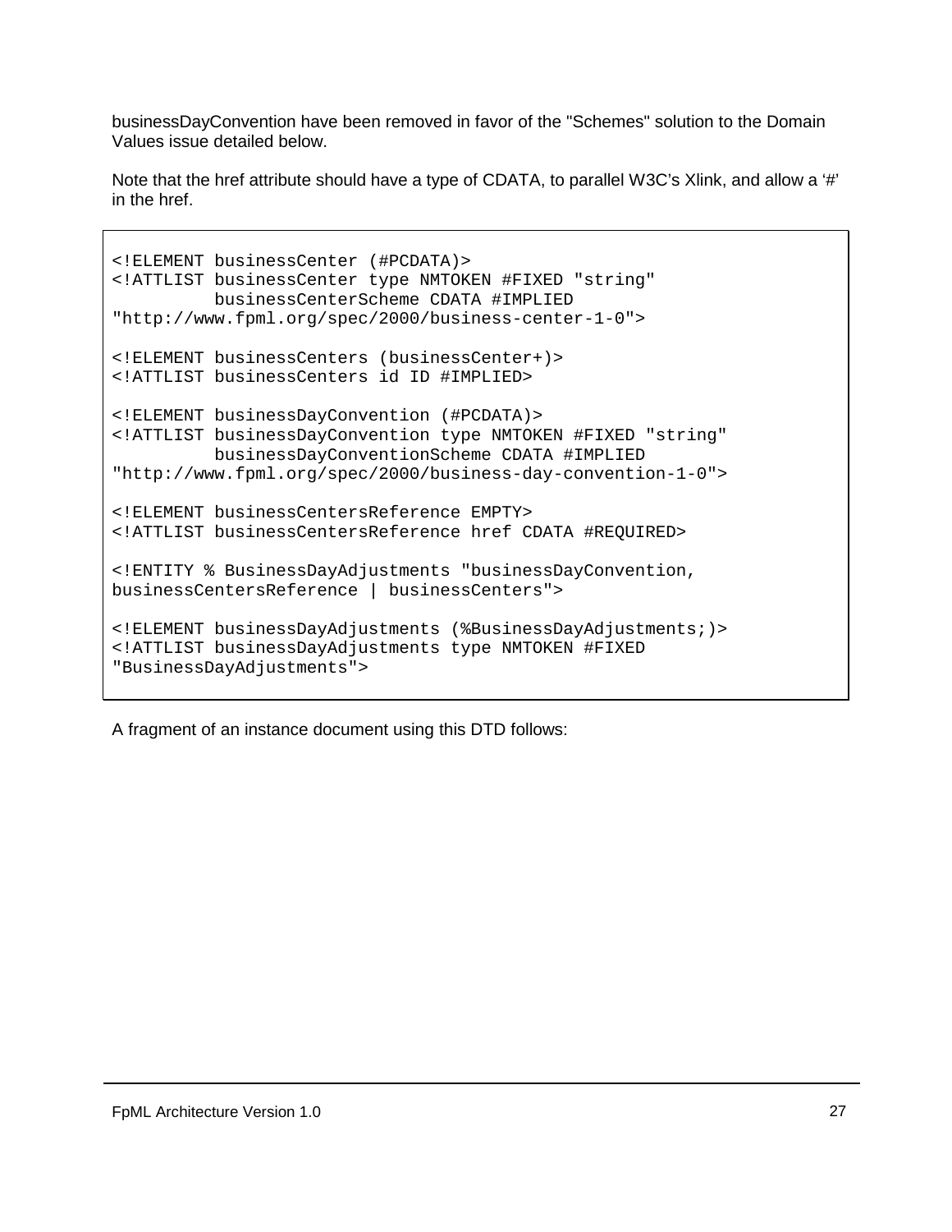businessDayConvention have been removed in favor of the "Schemes" solution to the Domain Values issue detailed below.

Note that the href attribute should have a type of CDATA, to parallel W3C's Xlink, and allow a '#' in the href.

```
<!ELEMENT businessCenter (#PCDATA)>
<!ATTLIST businessCenter type NMTOKEN #FIXED "string"
          businessCenterScheme CDATA #IMPLIED
"http://www.fpml.org/spec/2000/business-center-1-0">

<!ELEMENT businessCenters (businessCenter+)>
<!ATTLIST businessCenters id ID #IMPLIED>

<!ELEMENT businessDayConvention (#PCDATA)>
<!ATTLIST businessDayConvention type NMTOKEN #FIXED "string"
          businessDayConventionScheme CDATA #IMPLIED
"http://www.fpml.org/spec/2000/business-day-convention-1-0">

<!ELEMENT businessCentersReference EMPTY>
<!ATTLIST businessCentersReference href CDATA #REQUIRED>

<!ENTITY % BusinessDayAdjustments "businessDayConvention,
businessCentersReference | businessCenters">

<!ELEMENT businessDayAdjustments (%BusinessDayAdjustments;)>
<!ATTLIST businessDayAdjustments type NMTOKEN #FIXED
"BusinessDayAdjustments">
```

A fragment of an instance document using this DTD follows: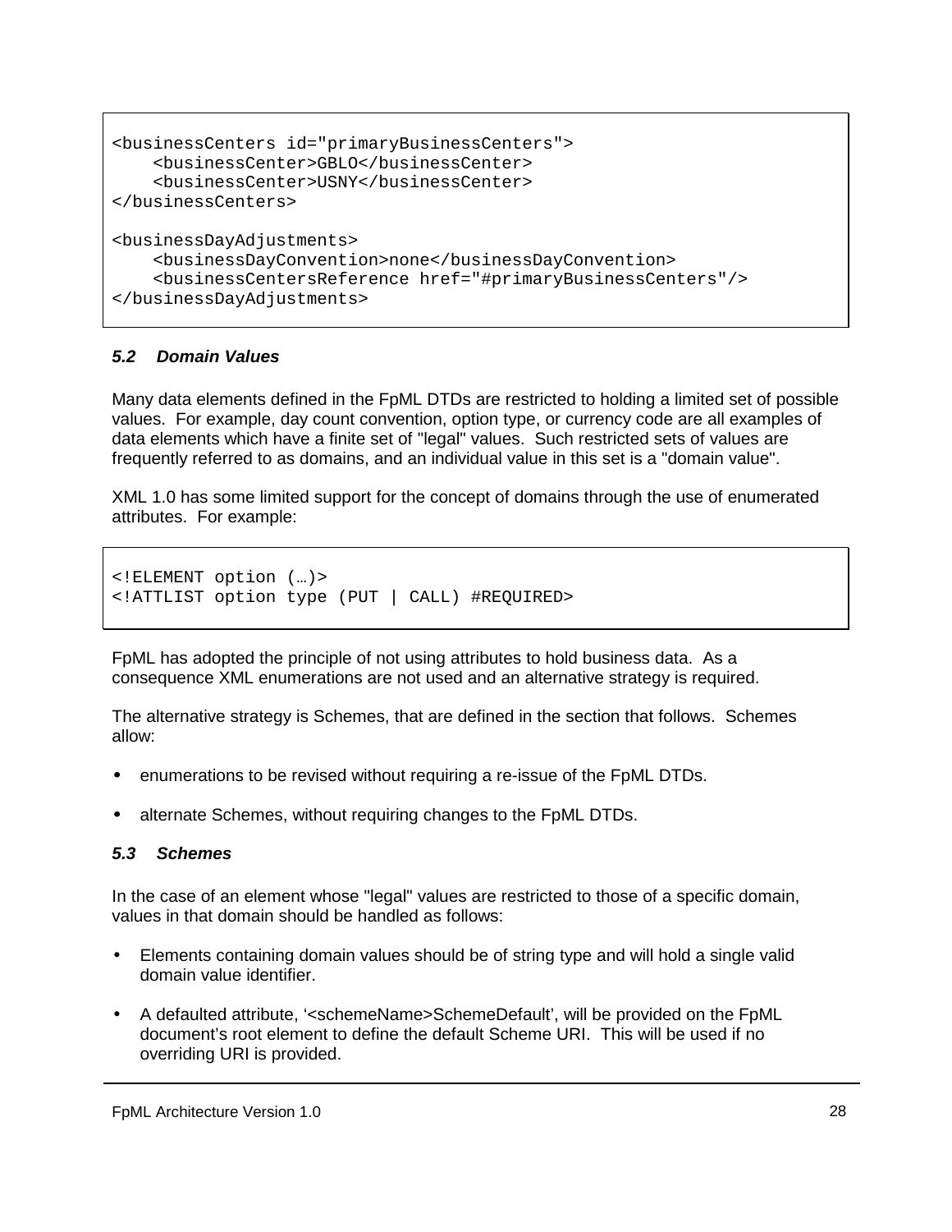```
<businessCenters id="primaryBusinessCenters">
    <businessCenter>GBLO</businessCenter>
    <businessCenter>USNY</businessCenter>
</businessCenters>

<businessDayAdjustments>
    <businessDayConvention>none</businessDayConvention>
    <businessCentersReference href="#primaryBusinessCenters"/>
</businessDayAdjustments>
```

### *5.2 Domain Values*

Many data elements defined in the FpML DTDs are restricted to holding a limited set of possible values. For example, day count convention, option type, or currency code are all examples of data elements which have a finite set of "legal" values. Such restricted sets of values are frequently referred to as domains, and an individual value in this set is a "domain value".

XML 1.0 has some limited support for the concept of domains through the use of enumerated attributes. For example:

```
<!ELEMENT option (…)>
<!ATTLIST option type (PUT | CALL) #REQUIRED>
```

FpML has adopted the principle of not using attributes to hold business data. As a consequence XML enumerations are not used and an alternative strategy is required.

The alternative strategy is Schemes, that are defined in the section that follows. Schemes allow:

- enumerations to be revised without requiring a re-issue of the FpML DTDs.
- alternate Schemes, without requiring changes to the FpML DTDs.

### *5.3 Schemes*

In the case of an element whose "legal" values are restricted to those of a specific domain, values in that domain should be handled as follows:

- Elements containing domain values should be of string type and will hold a single valid domain value identifier.
- A defaulted attribute, '<schemeName>SchemeDefault', will be provided on the FpML document's root element to define the default Scheme URI. This will be used if no overriding URI is provided.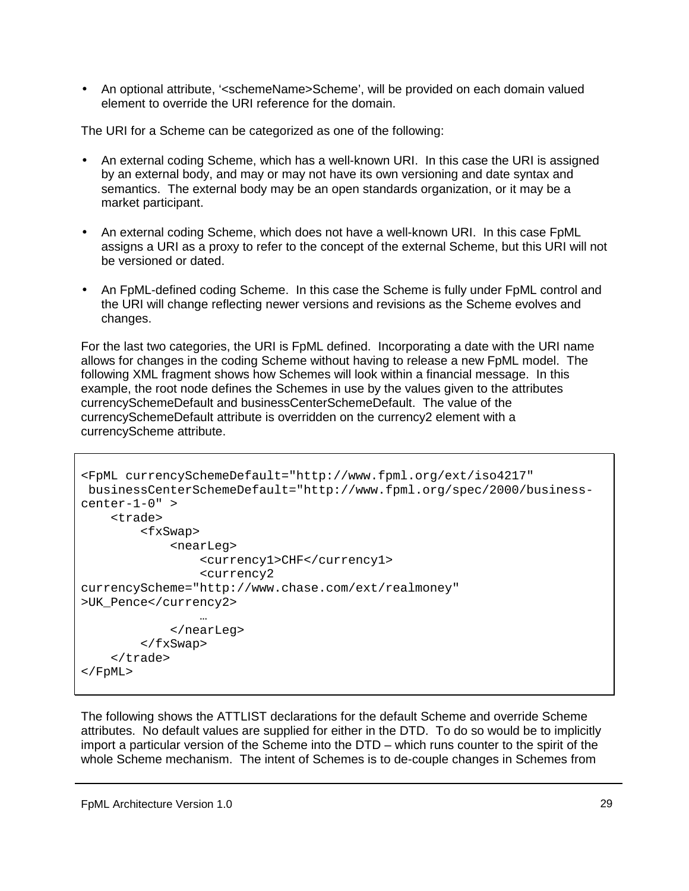- An optional attribute, '<schemeName>Scheme', will be provided on each domain valued element to override the URI reference for the domain.

The URI for a Scheme can be categorized as one of the following:

- An external coding Scheme, which has a well-known URI. In this case the URI is assigned by an external body, and may or may not have its own versioning and date syntax and semantics. The external body may be an open standards organization, or it may be a market participant.

- An external coding Scheme, which does not have a well-known URI. In this case FpML assigns a URI as a proxy to refer to the concept of the external Scheme, but this URI will not be versioned or dated.

- An FpML-defined coding Scheme. In this case the Scheme is fully under FpML control and the URI will change reflecting newer versions and revisions as the Scheme evolves and changes.

For the last two categories, the URI is FpML defined. Incorporating a date with the URI name allows for changes in the coding Scheme without having to release a new FpML model. The following XML fragment shows how Schemes will look within a financial message. In this example, the root node defines the Schemes in use by the values given to the attributes currencySchemeDefault and businessCenterSchemeDefault. The value of the currencySchemeDefault attribute is overridden on the currency2 element with a currencyScheme attribute.

```
<FpML currencySchemeDefault="http://www.fpml.org/ext/iso4217"
 businessCenterSchemeDefault="http://www.fpml.org/spec/2000/business-
center-1-0" >
    <trade>
        <fxSwap>
            <nearLeg>
                <currency1>CHF</currency1>
                <currency2
currencyScheme="http://www.chase.com/ext/realmoney"
>UK_Pence</currency2>
                …
            </nearLeg>
        </fxSwap>
    </trade>
</FpML>
```

The following shows the ATTLIST declarations for the default Scheme and override Scheme attributes. No default values are supplied for either in the DTD. To do so would be to implicitly import a particular version of the Scheme into the DTD – which runs counter to the spirit of the whole Scheme mechanism. The intent of Schemes is to de-couple changes in Schemes from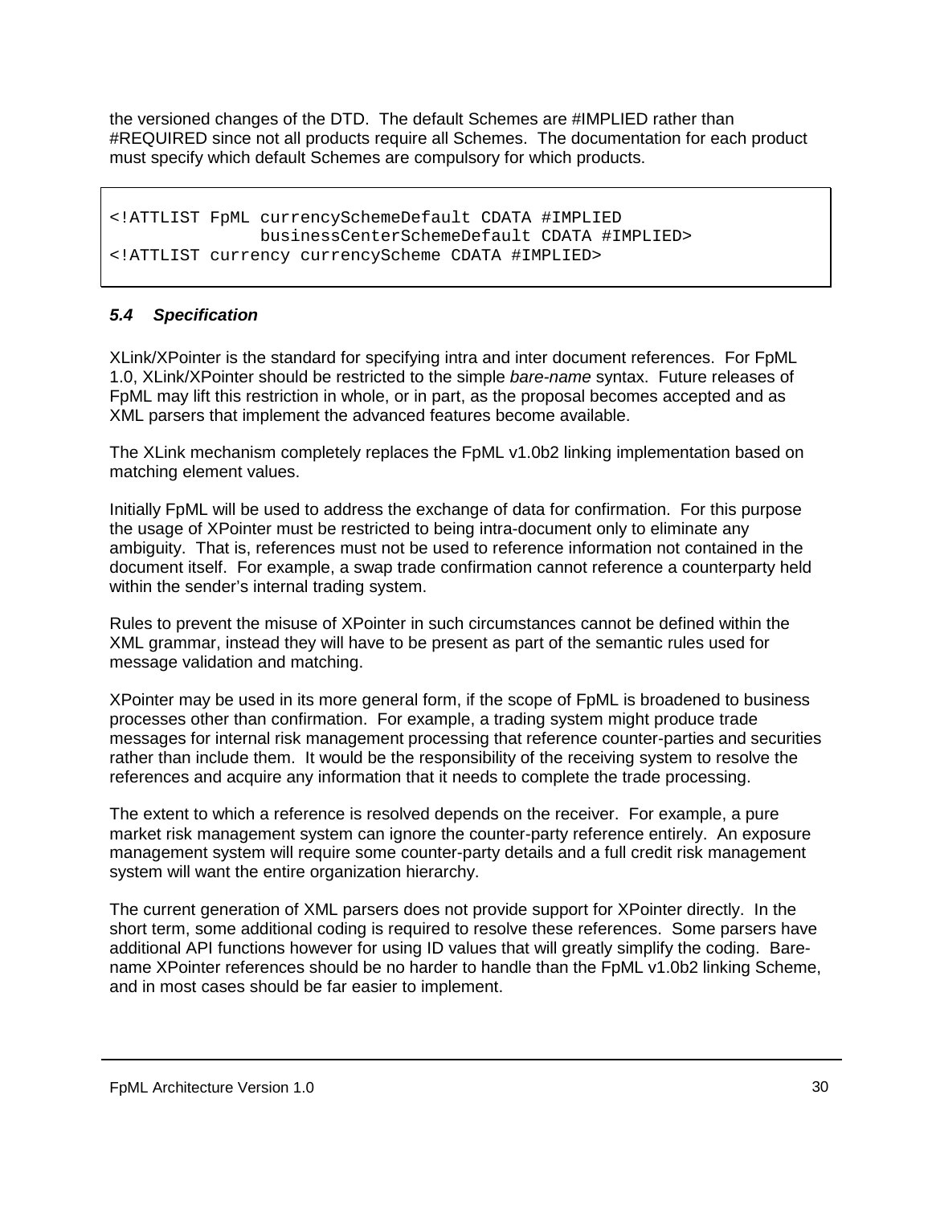the versioned changes of the DTD. The default Schemes are #IMPLIED rather than #REQUIRED since not all products require all Schemes. The documentation for each product must specify which default Schemes are compulsory for which products.

```
<!ATTLIST FpML currencySchemeDefault CDATA #IMPLIED
               businessCenterSchemeDefault CDATA #IMPLIED>
<!ATTLIST currency currencyScheme CDATA #IMPLIED>
```

### *5.4 Specification*

XLink/XPointer is the standard for specifying intra and inter document references. For FpML 1.0, XLink/XPointer should be restricted to the simple *bare-name* syntax. Future releases of FpML may lift this restriction in whole, or in part, as the proposal becomes accepted and as XML parsers that implement the advanced features become available.

The XLink mechanism completely replaces the FpML v1.0b2 linking implementation based on matching element values.

Initially FpML will be used to address the exchange of data for confirmation. For this purpose the usage of XPointer must be restricted to being intra-document only to eliminate any ambiguity. That is, references must not be used to reference information not contained in the document itself. For example, a swap trade confirmation cannot reference a counterparty held within the sender's internal trading system.

Rules to prevent the misuse of XPointer in such circumstances cannot be defined within the XML grammar, instead they will have to be present as part of the semantic rules used for message validation and matching.

XPointer may be used in its more general form, if the scope of FpML is broadened to business processes other than confirmation. For example, a trading system might produce trade messages for internal risk management processing that reference counter-parties and securities rather than include them. It would be the responsibility of the receiving system to resolve the references and acquire any information that it needs to complete the trade processing.

The extent to which a reference is resolved depends on the receiver. For example, a pure market risk management system can ignore the counter-party reference entirely. An exposure management system will require some counter-party details and a full credit risk management system will want the entire organization hierarchy.

The current generation of XML parsers does not provide support for XPointer directly. In the short term, some additional coding is required to resolve these references. Some parsers have additional API functions however for using ID values that will greatly simplify the coding. Bare-name XPointer references should be no harder to handle than the FpML v1.0b2 linking Scheme, and in most cases should be far easier to implement.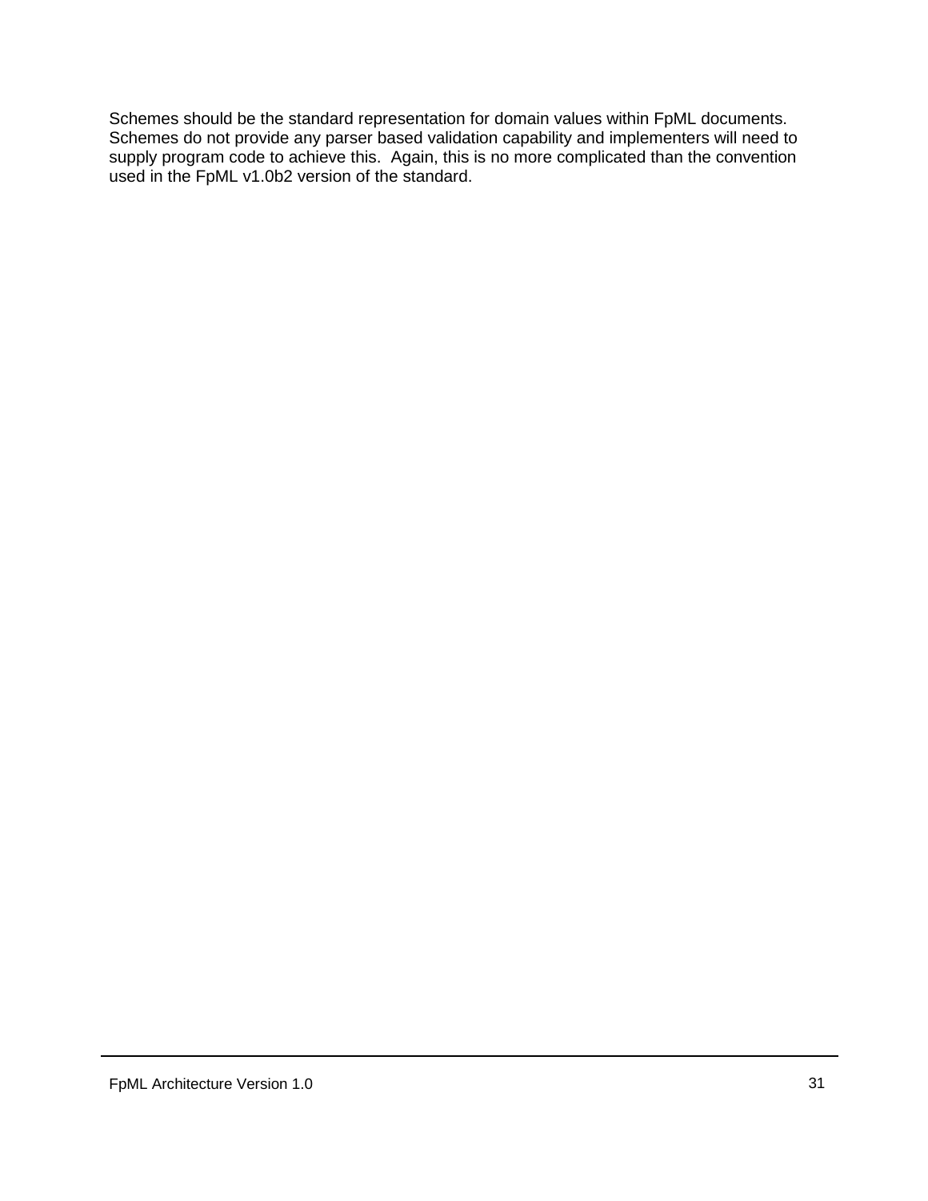Schemes should be the standard representation for domain values within FpML documents. Schemes do not provide any parser based validation capability and implementers will need to supply program code to achieve this. Again, this is no more complicated than the convention used in the FpML v1.0b2 version of the standard.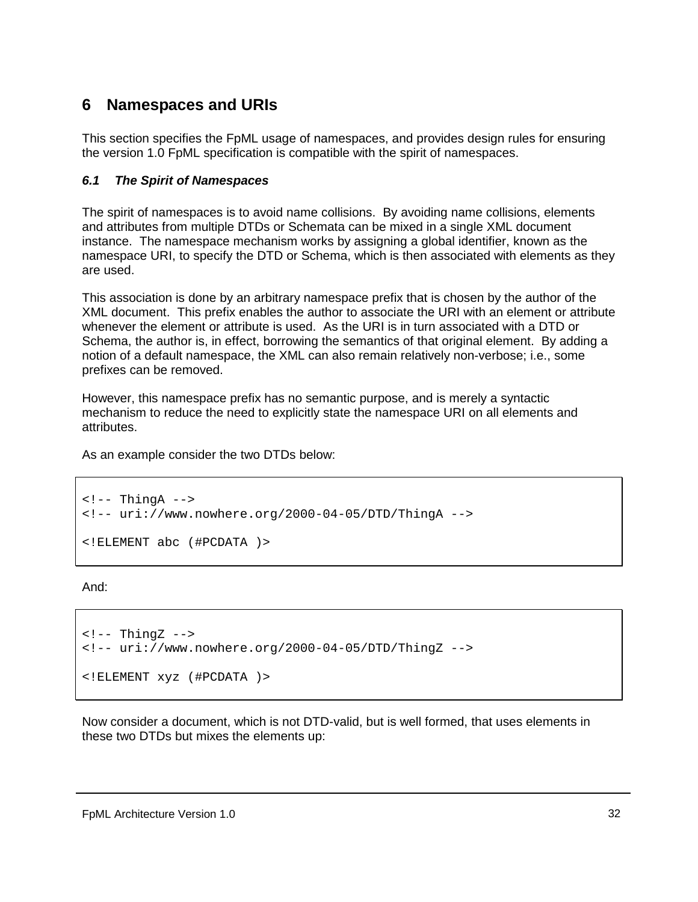# 6 Namespaces and URIs

This section specifies the FpML usage of namespaces, and provides design rules for ensuring the version 1.0 FpML specification is compatible with the spirit of namespaces.

### *6.1 The Spirit of Namespaces*

The spirit of namespaces is to avoid name collisions. By avoiding name collisions, elements and attributes from multiple DTDs or Schemata can be mixed in a single XML document instance. The namespace mechanism works by assigning a global identifier, known as the namespace URI, to specify the DTD or Schema, which is then associated with elements as they are used.

This association is done by an arbitrary namespace prefix that is chosen by the author of the XML document. This prefix enables the author to associate the URI with an element or attribute whenever the element or attribute is used. As the URI is in turn associated with a DTD or Schema, the author is, in effect, borrowing the semantics of that original element. By adding a notion of a default namespace, the XML can also remain relatively non-verbose; i.e., some prefixes can be removed.

However, this namespace prefix has no semantic purpose, and is merely a syntactic mechanism to reduce the need to explicitly state the namespace URI on all elements and attributes.

As an example consider the two DTDs below:

```
<!-- ThingA -->
<!-- uri://www.nowhere.org/2000-04-05/DTD/ThingA -->

<!ELEMENT abc (#PCDATA )>
```

And:

```
<!-- ThingZ -->
<!-- uri://www.nowhere.org/2000-04-05/DTD/ThingZ -->

<!ELEMENT xyz (#PCDATA )>
```

Now consider a document, which is not DTD-valid, but is well formed, that uses elements in these two DTDs but mixes the elements up: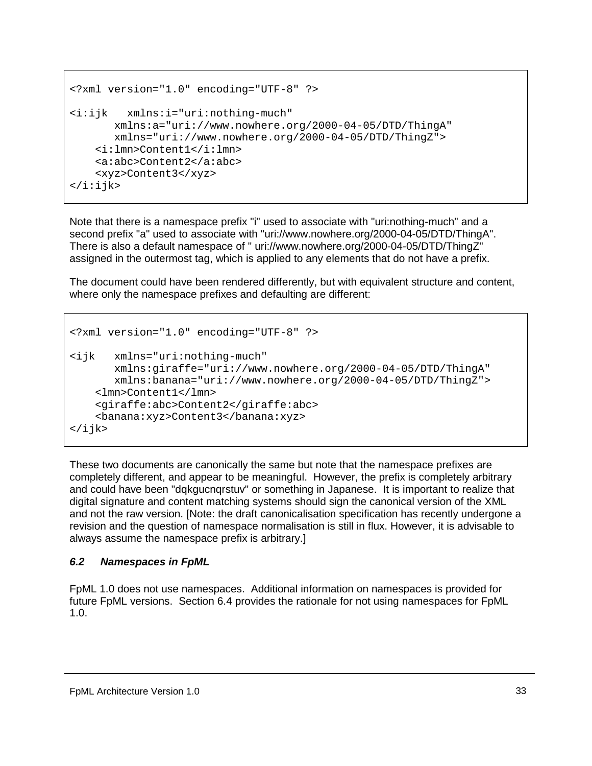```
<?xml version="1.0" encoding="UTF-8" ?>

<i:ijk   xmlns:i="uri:nothing-much"
       xmlns:a="uri://www.nowhere.org/2000-04-05/DTD/ThingA"
       xmlns="uri://www.nowhere.org/2000-04-05/DTD/ThingZ">
    <i:lmn>Content1</i:lmn>
    <a:abc>Content2</a:abc>
    <xyz>Content3</xyz>
</i:ijk>
```

Note that there is a namespace prefix "i" used to associate with "uri:nothing-much" and a second prefix "a" used to associate with "uri://www.nowhere.org/2000-04-05/DTD/ThingA". There is also a default namespace of " uri://www.nowhere.org/2000-04-05/DTD/ThingZ" assigned in the outermost tag, which is applied to any elements that do not have a prefix.

The document could have been rendered differently, but with equivalent structure and content, where only the namespace prefixes and defaulting are different:

```
<?xml version="1.0" encoding="UTF-8" ?>

<ijk   xmlns="uri:nothing-much"
       xmlns:giraffe="uri://www.nowhere.org/2000-04-05/DTD/ThingA"
       xmlns:banana="uri://www.nowhere.org/2000-04-05/DTD/ThingZ">
    <lmn>Content1</lmn>
    <giraffe:abc>Content2</giraffe:abc>
    <banana:xyz>Content3</banana:xyz>
</ijk>
```

These two documents are canonically the same but note that the namespace prefixes are completely different, and appear to be meaningful. However, the prefix is completely arbitrary and could have been "dqkgucnqrstuv" or something in Japanese. It is important to realize that digital signature and content matching systems should sign the canonical version of the XML and not the raw version. [Note: the draft canonicalisation specification has recently undergone a revision and the question of namespace normalisation is still in flux. However, it is advisable to always assume the namespace prefix is arbitrary.]

### *6.2 Namespaces in FpML*

FpML 1.0 does not use namespaces. Additional information on namespaces is provided for future FpML versions. Section 6.4 provides the rationale for not using namespaces for FpML 1.0.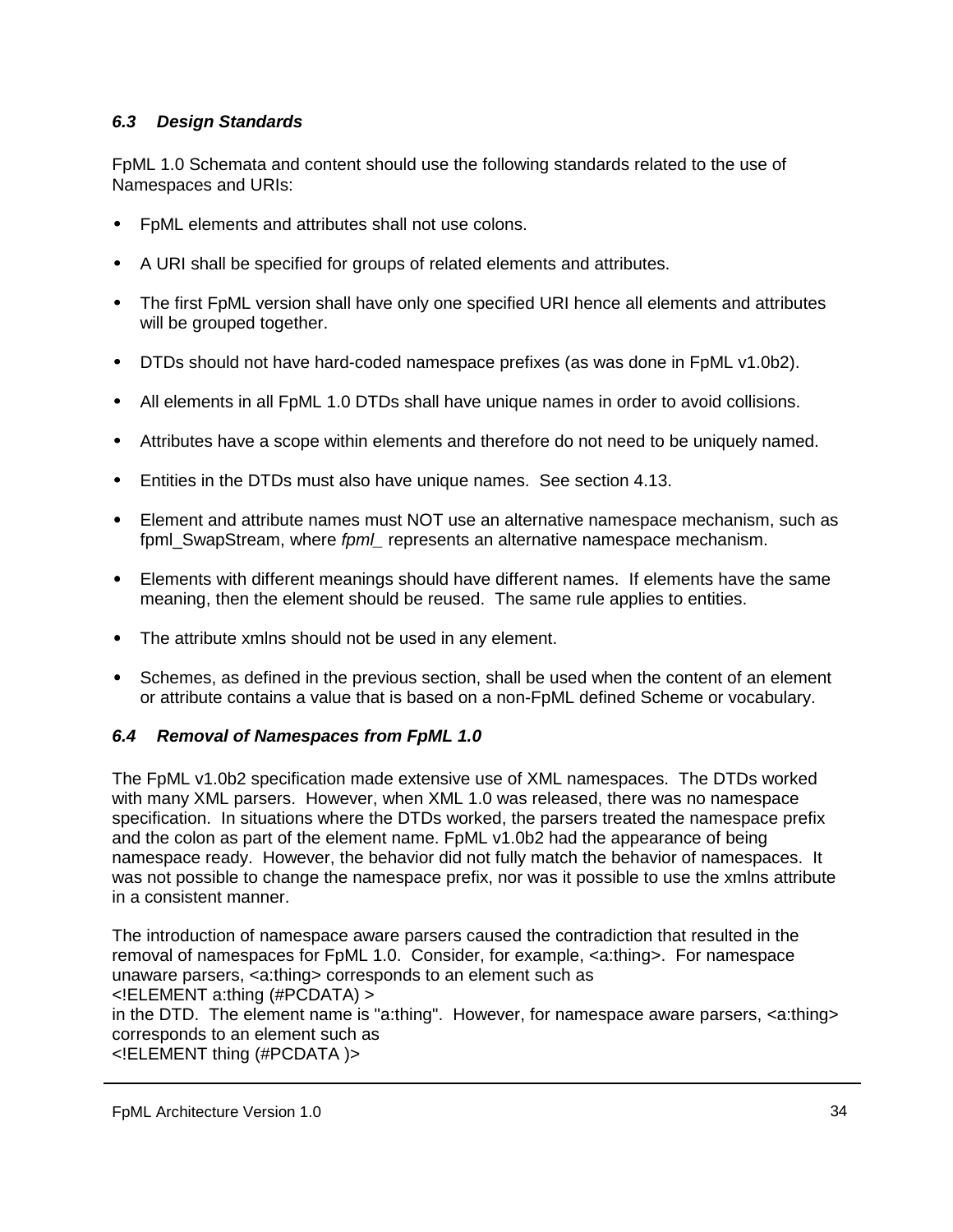### *6.3 Design Standards*

FpML 1.0 Schemata and content should use the following standards related to the use of Namespaces and URIs:

- FpML elements and attributes shall not use colons.
- A URI shall be specified for groups of related elements and attributes.
- The first FpML version shall have only one specified URI hence all elements and attributes will be grouped together.
- DTDs should not have hard-coded namespace prefixes (as was done in FpML v1.0b2).
- All elements in all FpML 1.0 DTDs shall have unique names in order to avoid collisions.
- Attributes have a scope within elements and therefore do not need to be uniquely named.
- Entities in the DTDs must also have unique names. See section 4.13.
- Element and attribute names must NOT use an alternative namespace mechanism, such as fpml_SwapStream, where *fpml_* represents an alternative namespace mechanism.
- Elements with different meanings should have different names. If elements have the same meaning, then the element should be reused. The same rule applies to entities.
- The attribute xmlns should not be used in any element.
- Schemes, as defined in the previous section, shall be used when the content of an element or attribute contains a value that is based on a non-FpML defined Scheme or vocabulary.

### *6.4 Removal of Namespaces from FpML 1.0*

The FpML v1.0b2 specification made extensive use of XML namespaces. The DTDs worked with many XML parsers. However, when XML 1.0 was released, there was no namespace specification. In situations where the DTDs worked, the parsers treated the namespace prefix and the colon as part of the element name. FpML v1.0b2 had the appearance of being namespace ready. However, the behavior did not fully match the behavior of namespaces. It was not possible to change the namespace prefix, nor was it possible to use the xmlns attribute in a consistent manner.

The introduction of namespace aware parsers caused the contradiction that resulted in the removal of namespaces for FpML 1.0. Consider, for example, <a:thing>. For namespace unaware parsers, <a:thing> corresponds to an element such as
<!ELEMENT a:thing (#PCDATA) >
in the DTD. The element name is "a:thing". However, for namespace aware parsers, <a:thing> corresponds to an element such as
<!ELEMENT thing (#PCDATA )>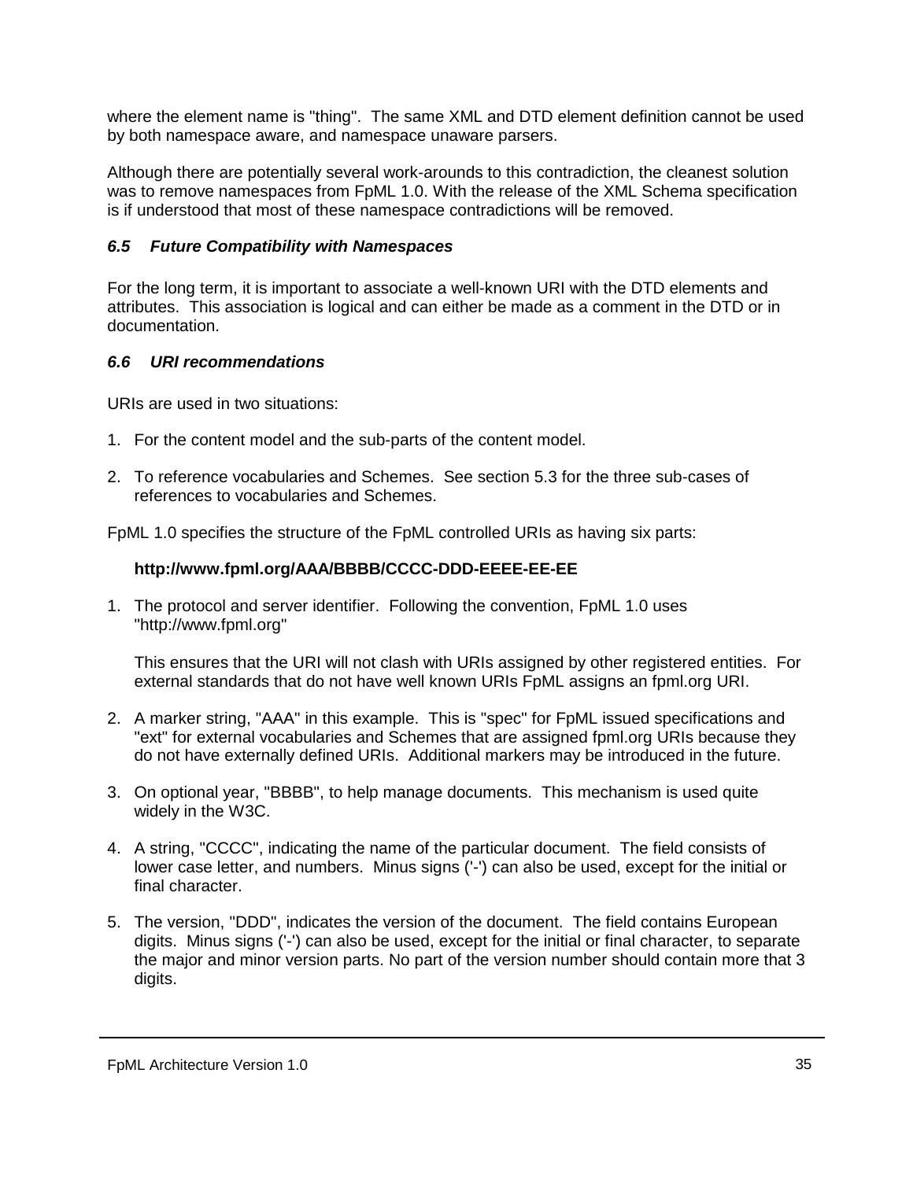where the element name is "thing". The same XML and DTD element definition cannot be used by both namespace aware, and namespace unaware parsers.

Although there are potentially several work-arounds to this contradiction, the cleanest solution was to remove namespaces from FpML 1.0. With the release of the XML Schema specification is if understood that most of these namespace contradictions will be removed.

### *6.5 Future Compatibility with Namespaces*

For the long term, it is important to associate a well-known URI with the DTD elements and attributes. This association is logical and can either be made as a comment in the DTD or in documentation.

### *6.6 URI recommendations*

URIs are used in two situations:

1. For the content model and the sub-parts of the content model.

2. To reference vocabularies and Schemes. See section 5.3 for the three sub-cases of references to vocabularies and Schemes.

FpML 1.0 specifies the structure of the FpML controlled URIs as having six parts:

**http://www.fpml.org/AAA/BBBB/CCCC-DDD-EEEE-EE-EE**

1. The protocol and server identifier. Following the convention, FpML 1.0 uses "http://www.fpml.org"

   This ensures that the URI will not clash with URIs assigned by other registered entities. For external standards that do not have well known URIs FpML assigns an fpml.org URI.

2. A marker string, "AAA" in this example. This is "spec" for FpML issued specifications and "ext" for external vocabularies and Schemes that are assigned fpml.org URIs because they do not have externally defined URIs. Additional markers may be introduced in the future.

3. On optional year, "BBBB", to help manage documents. This mechanism is used quite widely in the W3C.

4. A string, "CCCC", indicating the name of the particular document. The field consists of lower case letter, and numbers. Minus signs ('-') can also be used, except for the initial or final character.

5. The version, "DDD", indicates the version of the document. The field contains European digits. Minus signs ('-') can also be used, except for the initial or final character, to separate the major and minor version parts. No part of the version number should contain more that 3 digits.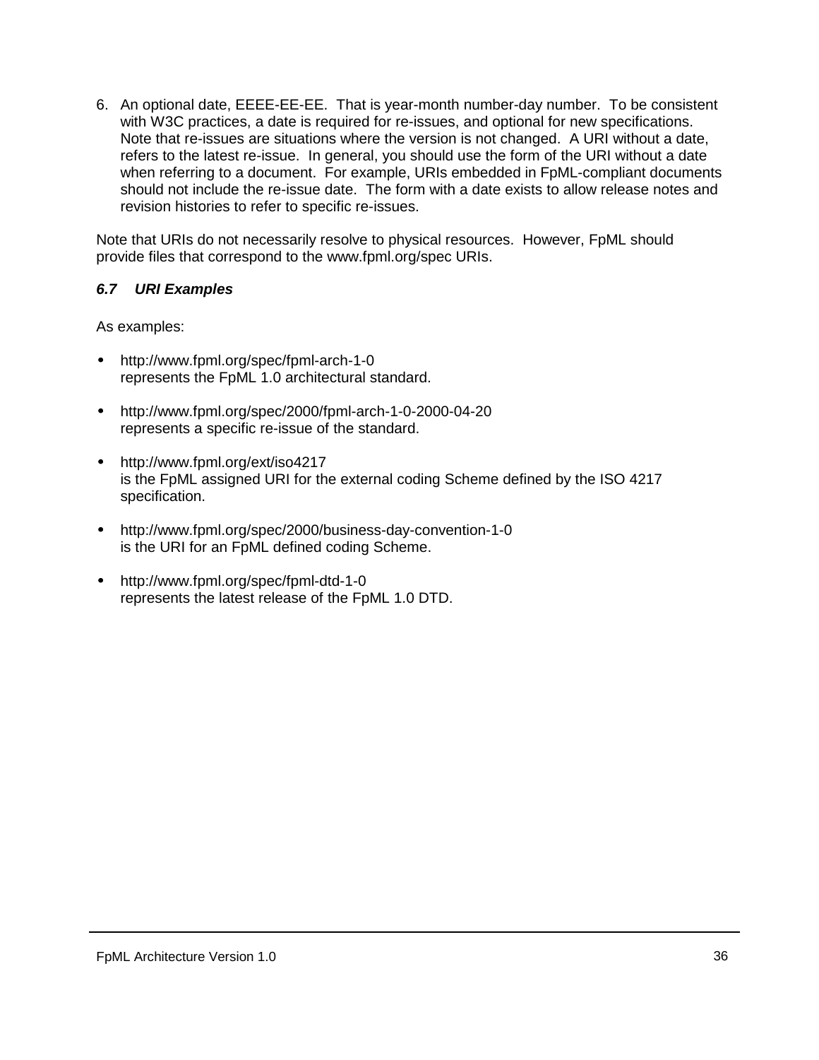6. An optional date, EEEE-EE-EE. That is year-month number-day number. To be consistent with W3C practices, a date is required for re-issues, and optional for new specifications. Note that re-issues are situations where the version is not changed. A URI without a date, refers to the latest re-issue. In general, you should use the form of the URI without a date when referring to a document. For example, URIs embedded in FpML-compliant documents should not include the re-issue date. The form with a date exists to allow release notes and revision histories to refer to specific re-issues.

Note that URIs do not necessarily resolve to physical resources. However, FpML should provide files that correspond to the www.fpml.org/spec URIs.

### *6.7 URI Examples*

As examples:

- http://www.fpml.org/spec/fpml-arch-1-0
  represents the FpML 1.0 architectural standard.

- http://www.fpml.org/spec/2000/fpml-arch-1-0-2000-04-20
  represents a specific re-issue of the standard.

- http://www.fpml.org/ext/iso4217
  is the FpML assigned URI for the external coding Scheme defined by the ISO 4217 specification.

- http://www.fpml.org/spec/2000/business-day-convention-1-0
  is the URI for an FpML defined coding Scheme.

- http://www.fpml.org/spec/fpml-dtd-1-0
  represents the latest release of the FpML 1.0 DTD.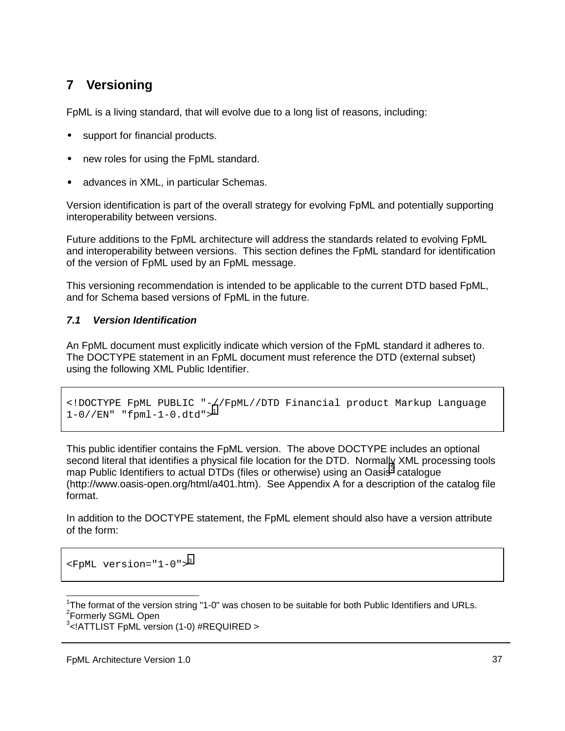# 7 Versioning

FpML is a living standard, that will evolve due to a long list of reasons, including:

- support for financial products.
- new roles for using the FpML standard.
- advances in XML, in particular Schemas.

Version identification is part of the overall strategy for evolving FpML and potentially supporting interoperability between versions.

Future additions to the FpML architecture will address the standards related to evolving FpML and interoperability between versions. This section defines the FpML standard for identification of the version of FpML used by an FpML message.

This versioning recommendation is intended to be applicable to the current DTD based FpML, and for Schema based versions of FpML in the future.

### *7.1 Version Identification*

An FpML document must explicitly indicate which version of the FpML standard it adheres to. The DOCTYPE statement in an FpML document must reference the DTD (external subset) using the following XML Public Identifier.

```
<!DOCTYPE FpML PUBLIC "-//FpML//DTD Financial product Markup Language
1-0//EN" "fpml-1-0.dtd">[1]
```

This public identifier contains the FpML version. The above DOCTYPE includes an optional second literal that identifies a physical file location for the DTD. Normally XML processing tools map Public Identifiers to actual DTDs (files or otherwise) using an Oasis[2] catalogue (http://www.oasis-open.org/html/a401.htm). See Appendix A for a description of the catalog file format.

In addition to the DOCTYPE statement, the FpML element should also have a version attribute of the form:

```
<FpML version="1-0">[3]
```

---

[1] The format of the version string "1-0" was chosen to be suitable for both Public Identifiers and URLs.

[2] Formerly SGML Open

[3] <!ATTLIST FpML version (1-0) #REQUIRED >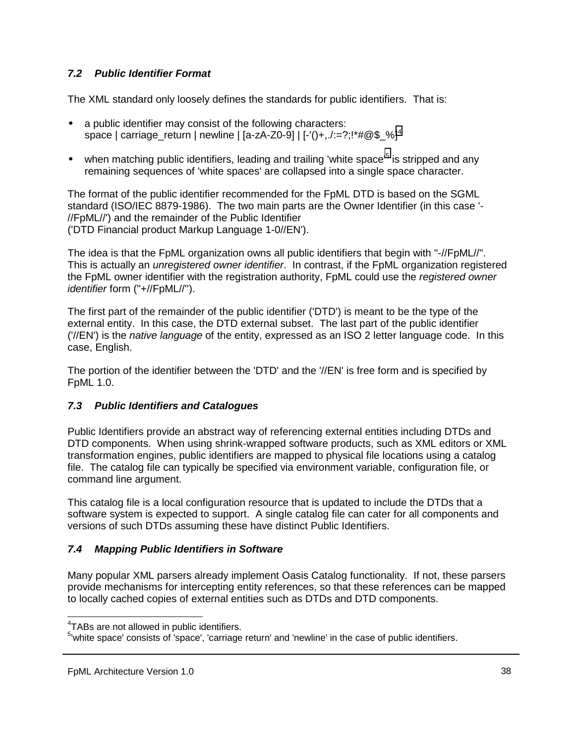### *7.2 Public Identifier Format*

The XML standard only loosely defines the standards for public identifiers. That is:

- a public identifier may consist of the following characters:
  space | carriage_return | newline | [a-zA-Z0-9] | [-'()+,./:=?;!*#@$_%][4]
- when matching public identifiers, leading and trailing 'white space'[5] is stripped and any remaining sequences of 'white spaces' are collapsed into a single space character.

The format of the public identifier recommended for the FpML DTD is based on the SGML standard (ISO/IEC 8879-1986). The two main parts are the Owner Identifier (in this case '-//FpML//') and the remainder of the Public Identifier
('DTD Financial product Markup Language 1-0//EN').

The idea is that the FpML organization owns all public identifiers that begin with "-//FpML//". This is actually an *unregistered owner identifier*. In contrast, if the FpML organization registered the FpML owner identifier with the registration authority, FpML could use the *registered owner identifier* form ("+//FpML//").

The first part of the remainder of the public identifier ('DTD') is meant to be the type of the external entity. In this case, the DTD external subset. The last part of the public identifier ('//EN') is the *native language* of the entity, expressed as an ISO 2 letter language code. In this case, English.

The portion of the identifier between the 'DTD' and the '//EN' is free form and is specified by FpML 1.0.

### *7.3 Public Identifiers and Catalogues*

Public Identifiers provide an abstract way of referencing external entities including DTDs and DTD components. When using shrink-wrapped software products, such as XML editors or XML transformation engines, public identifiers are mapped to physical file locations using a catalog file. The catalog file can typically be specified via environment variable, configuration file, or command line argument.

This catalog file is a local configuration resource that is updated to include the DTDs that a software system is expected to support. A single catalog file can cater for all components and versions of such DTDs assuming these have distinct Public Identifiers.

### *7.4 Mapping Public Identifiers in Software*

Many popular XML parsers already implement Oasis Catalog functionality. If not, these parsers provide mechanisms for intercepting entity references, so that these references can be mapped to locally cached copies of external entities such as DTDs and DTD components.

---

[4] TABs are not allowed in public identifiers.

[5] 'white space' consists of 'space', 'carriage return' and 'newline' in the case of public identifiers.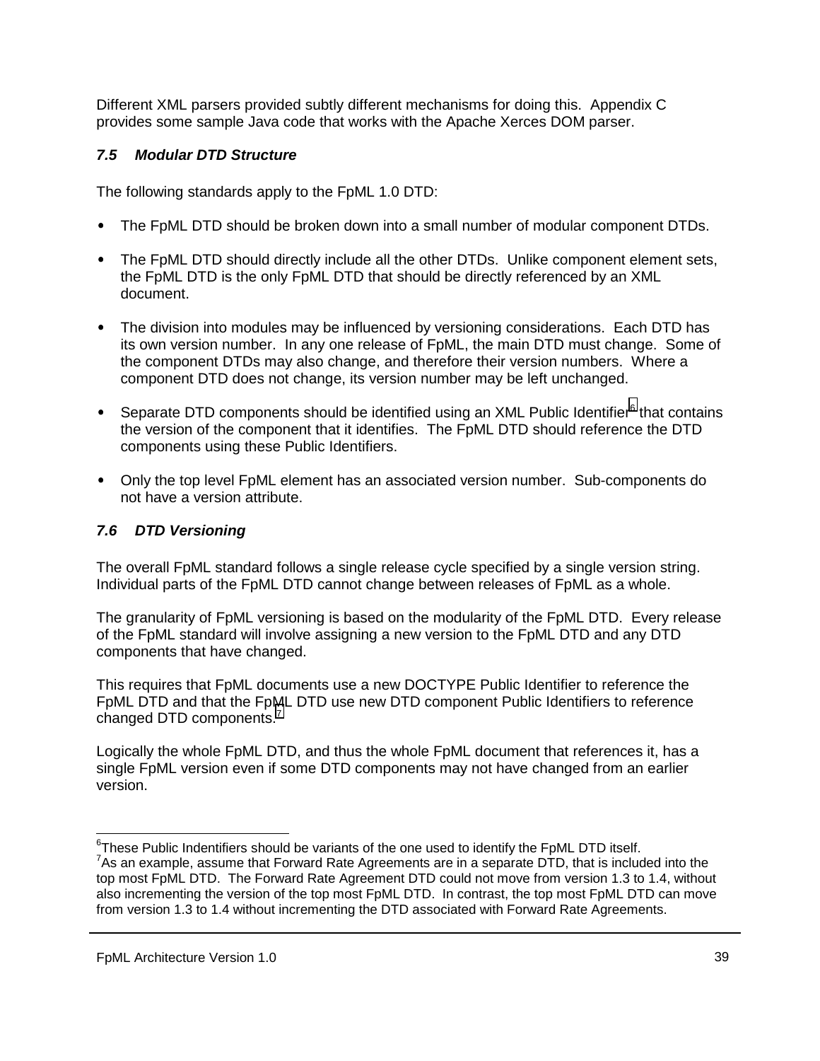Different XML parsers provided subtly different mechanisms for doing this. Appendix C provides some sample Java code that works with the Apache Xerces DOM parser.

### *7.5 Modular DTD Structure*

The following standards apply to the FpML 1.0 DTD:

- The FpML DTD should be broken down into a small number of modular component DTDs.
- The FpML DTD should directly include all the other DTDs. Unlike component element sets, the FpML DTD is the only FpML DTD that should be directly referenced by an XML document.
- The division into modules may be influenced by versioning considerations. Each DTD has its own version number. In any one release of FpML, the main DTD must change. Some of the component DTDs may also change, and therefore their version numbers. Where a component DTD does not change, its version number may be left unchanged.
- Separate DTD components should be identified using an XML Public Identifier[6] that contains the version of the component that it identifies. The FpML DTD should reference the DTD components using these Public Identifiers.
- Only the top level FpML element has an associated version number. Sub-components do not have a version attribute.

### *7.6 DTD Versioning*

The overall FpML standard follows a single release cycle specified by a single version string. Individual parts of the FpML DTD cannot change between releases of FpML as a whole.

The granularity of FpML versioning is based on the modularity of the FpML DTD. Every release of the FpML standard will involve assigning a new version to the FpML DTD and any DTD components that have changed.

This requires that FpML documents use a new DOCTYPE Public Identifier to reference the FpML DTD and that the FpML DTD use new DTD component Public Identifiers to reference changed DTD components.[7]

Logically the whole FpML DTD, and thus the whole FpML document that references it, has a single FpML version even if some DTD components may not have changed from an earlier version.

---

[6] These Public Indentifiers should be variants of the one used to identify the FpML DTD itself.

[7] As an example, assume that Forward Rate Agreements are in a separate DTD, that is included into the top most FpML DTD. The Forward Rate Agreement DTD could not move from version 1.3 to 1.4, without also incrementing the version of the top most FpML DTD. In contrast, the top most FpML DTD can move from version 1.3 to 1.4 without incrementing the DTD associated with Forward Rate Agreements.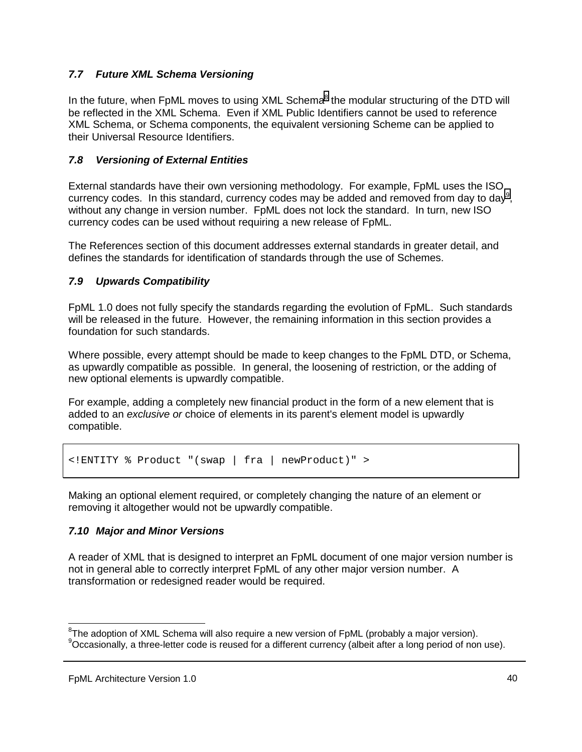### 7.7 Future XML Schema Versioning

In the future, when FpML moves to using XML Schema[8] the modular structuring of the DTD will be reflected in the XML Schema. Even if XML Public Identifiers cannot be used to reference XML Schema, or Schema components, the equivalent versioning Scheme can be applied to their Universal Resource Identifiers.

### 7.8 Versioning of External Entities

External standards have their own versioning methodology. For example, FpML uses the ISO currency codes. In this standard, currency codes may be added and removed from day to day[9], without any change in version number. FpML does not lock the standard. In turn, new ISO currency codes can be used without requiring a new release of FpML.

The References section of this document addresses external standards in greater detail, and defines the standards for identification of standards through the use of Schemes.

### 7.9 Upwards Compatibility

FpML 1.0 does not fully specify the standards regarding the evolution of FpML. Such standards will be released in the future. However, the remaining information in this section provides a foundation for such standards.

Where possible, every attempt should be made to keep changes to the FpML DTD, or Schema, as upwardly compatible as possible. In general, the loosening of restriction, or the adding of new optional elements is upwardly compatible.

For example, adding a completely new financial product in the form of a new element that is added to an *exclusive or* choice of elements in its parent's element model is upwardly compatible.

```
<!ENTITY % Product "(swap | fra | newProduct)" >
```

Making an optional element required, or completely changing the nature of an element or removing it altogether would not be upwardly compatible.

### 7.10 Major and Minor Versions

A reader of XML that is designed to interpret an FpML document of one major version number is not in general able to correctly interpret FpML of any other major version number. A transformation or redesigned reader would be required.

---

[8] The adoption of XML Schema will also require a new version of FpML (probably a major version).
[9] Occasionally, a three-letter code is reused for a different currency (albeit after a long period of non use).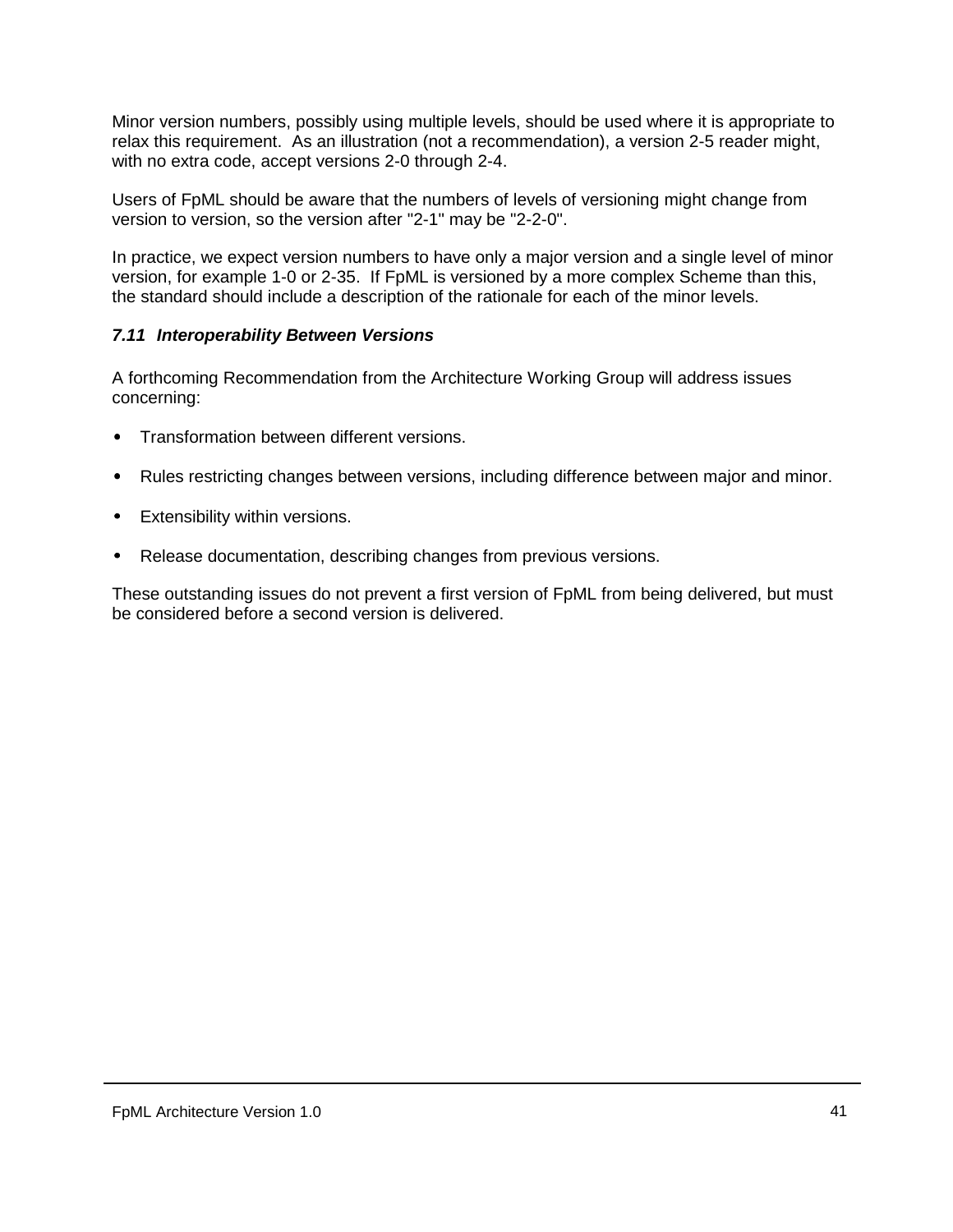Minor version numbers, possibly using multiple levels, should be used where it is appropriate to relax this requirement. As an illustration (not a recommendation), a version 2-5 reader might, with no extra code, accept versions 2-0 through 2-4.

Users of FpML should be aware that the numbers of levels of versioning might change from version to version, so the version after "2-1" may be "2-2-0".

In practice, we expect version numbers to have only a major version and a single level of minor version, for example 1-0 or 2-35. If FpML is versioned by a more complex Scheme than this, the standard should include a description of the rationale for each of the minor levels.

### *7.11 Interoperability Between Versions*

A forthcoming Recommendation from the Architecture Working Group will address issues concerning:

- Transformation between different versions.
- Rules restricting changes between versions, including difference between major and minor.
- Extensibility within versions.
- Release documentation, describing changes from previous versions.

These outstanding issues do not prevent a first version of FpML from being delivered, but must be considered before a second version is delivered.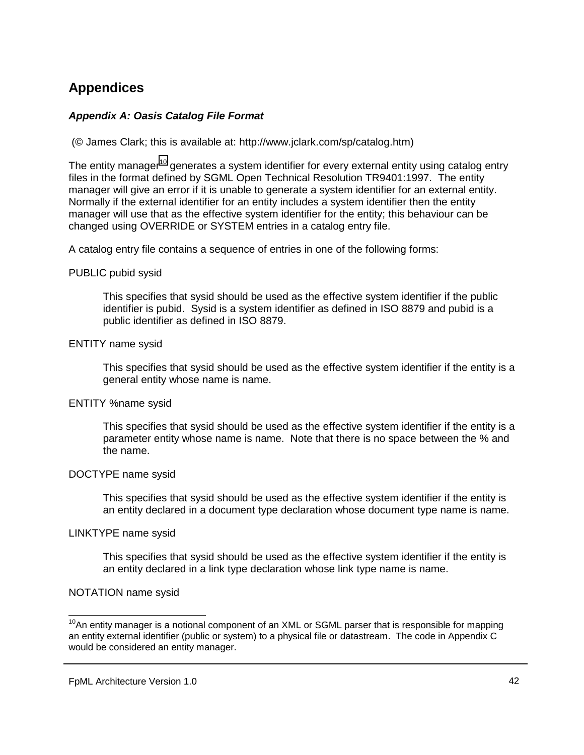# Appendices

### *Appendix A: Oasis Catalog File Format*

(© James Clark; this is available at: http://www.jclark.com/sp/catalog.htm)

The entity manager[10] generates a system identifier for every external entity using catalog entry files in the format defined by SGML Open Technical Resolution TR9401:1997. The entity manager will give an error if it is unable to generate a system identifier for an external entity. Normally if the external identifier for an entity includes a system identifier then the entity manager will use that as the effective system identifier for the entity; this behaviour can be changed using OVERRIDE or SYSTEM entries in a catalog entry file.

A catalog entry file contains a sequence of entries in one of the following forms:

PUBLIC pubid sysid

> This specifies that sysid should be used as the effective system identifier if the public identifier is pubid. Sysid is a system identifier as defined in ISO 8879 and pubid is a public identifier as defined in ISO 8879.

ENTITY name sysid

> This specifies that sysid should be used as the effective system identifier if the entity is a general entity whose name is name.

ENTITY %name sysid

> This specifies that sysid should be used as the effective system identifier if the entity is a parameter entity whose name is name. Note that there is no space between the % and the name.

DOCTYPE name sysid

> This specifies that sysid should be used as the effective system identifier if the entity is an entity declared in a document type declaration whose document type name is name.

LINKTYPE name sysid

> This specifies that sysid should be used as the effective system identifier if the entity is an entity declared in a link type declaration whose link type name is name.

NOTATION name sysid

---

[10] An entity manager is a notional component of an XML or SGML parser that is responsible for mapping an entity external identifier (public or system) to a physical file or datastream. The code in Appendix C would be considered an entity manager.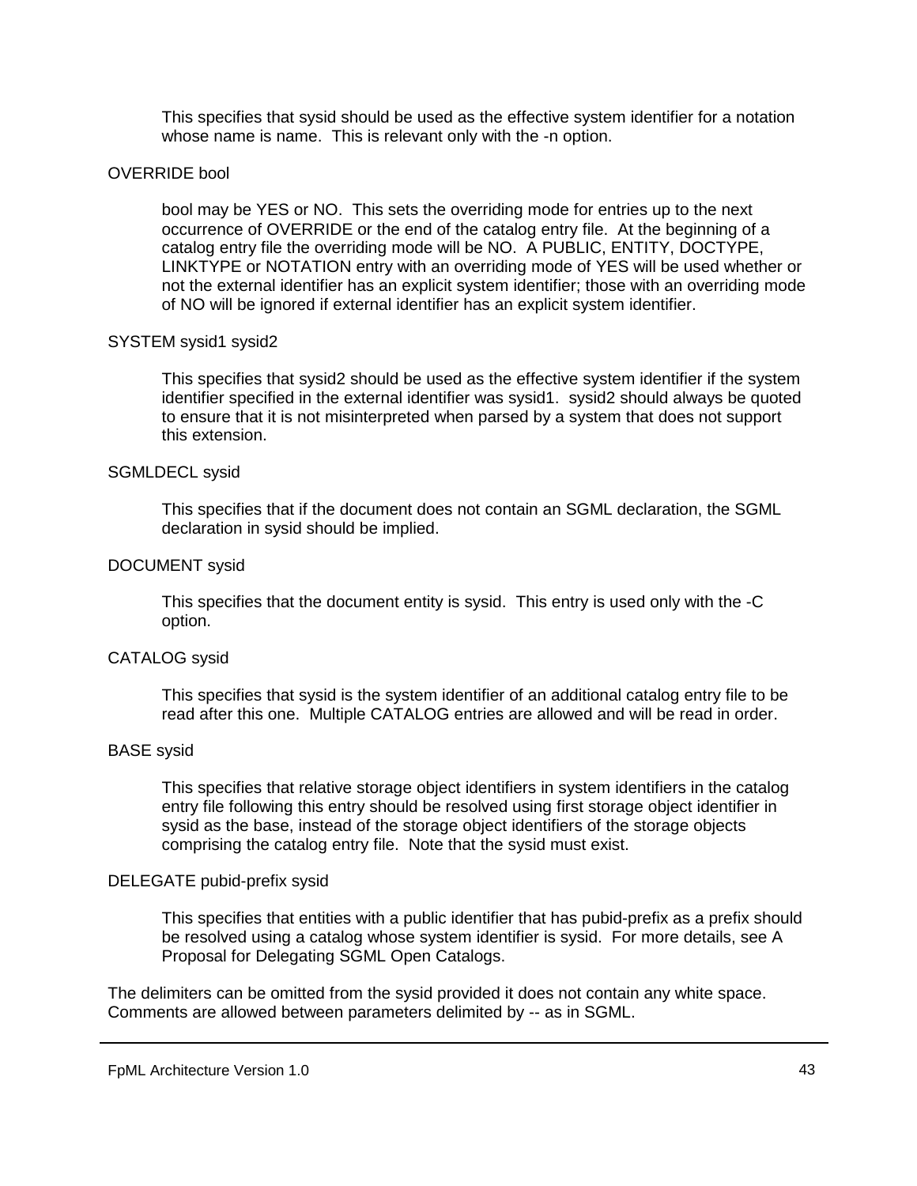This specifies that sysid should be used as the effective system identifier for a notation whose name is name.  This is relevant only with the -n option.

OVERRIDE bool

> bool may be YES or NO.  This sets the overriding mode for entries up to the next occurrence of OVERRIDE or the end of the catalog entry file.  At the beginning of a catalog entry file the overriding mode will be NO.  A PUBLIC, ENTITY, DOCTYPE, LINKTYPE or NOTATION entry with an overriding mode of YES will be used whether or not the external identifier has an explicit system identifier; those with an overriding mode of NO will be ignored if external identifier has an explicit system identifier.

SYSTEM sysid1 sysid2

> This specifies that sysid2 should be used as the effective system identifier if the system identifier specified in the external identifier was sysid1.  sysid2 should always be quoted to ensure that it is not misinterpreted when parsed by a system that does not support this extension.

SGMLDECL sysid

> This specifies that if the document does not contain an SGML declaration, the SGML declaration in sysid should be implied.

DOCUMENT sysid

> This specifies that the document entity is sysid.  This entry is used only with the -C option.

CATALOG sysid

> This specifies that sysid is the system identifier of an additional catalog entry file to be read after this one.  Multiple CATALOG entries are allowed and will be read in order.

BASE sysid

> This specifies that relative storage object identifiers in system identifiers in the catalog entry file following this entry should be resolved using first storage object identifier in sysid as the base, instead of the storage object identifiers of the storage objects comprising the catalog entry file.  Note that the sysid must exist.

DELEGATE pubid-prefix sysid

> This specifies that entities with a public identifier that has pubid-prefix as a prefix should be resolved using a catalog whose system identifier is sysid.  For more details, see A Proposal for Delegating SGML Open Catalogs.

The delimiters can be omitted from the sysid provided it does not contain any white space. Comments are allowed between parameters delimited by -- as in SGML.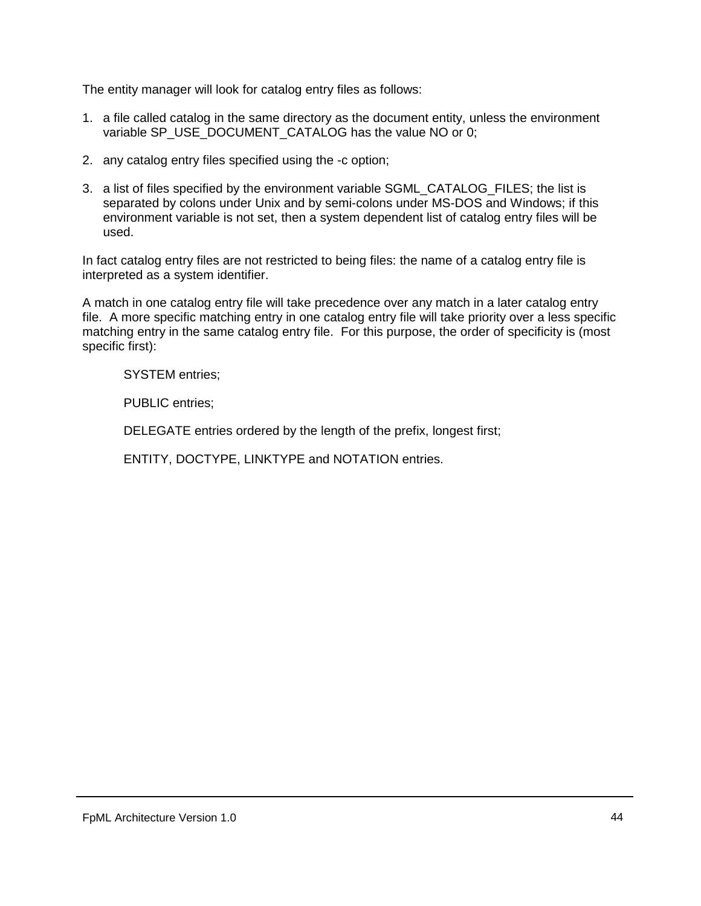The entity manager will look for catalog entry files as follows:

1. a file called catalog in the same directory as the document entity, unless the environment variable SP_USE_DOCUMENT_CATALOG has the value NO or 0;

2. any catalog entry files specified using the -c option;

3. a list of files specified by the environment variable SGML_CATALOG_FILES; the list is separated by colons under Unix and by semi-colons under MS-DOS and Windows; if this environment variable is not set, then a system dependent list of catalog entry files will be used.

In fact catalog entry files are not restricted to being files: the name of a catalog entry file is interpreted as a system identifier.

A match in one catalog entry file will take precedence over any match in a later catalog entry file. A more specific matching entry in one catalog entry file will take priority over a less specific matching entry in the same catalog entry file. For this purpose, the order of specificity is (most specific first):

> SYSTEM entries;
>
> PUBLIC entries;
>
> DELEGATE entries ordered by the length of the prefix, longest first;
>
> ENTITY, DOCTYPE, LINKTYPE and NOTATION entries.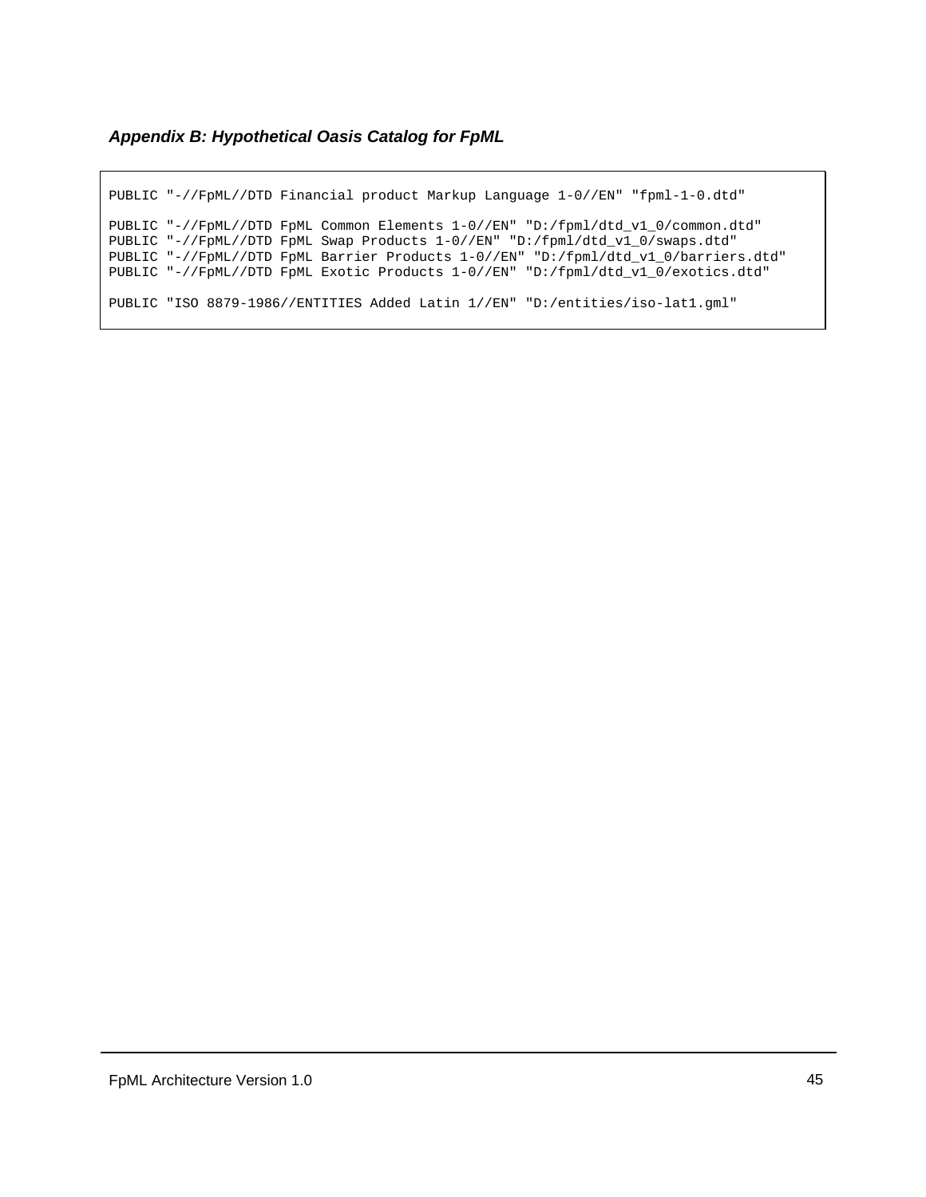### *Appendix B: Hypothetical Oasis Catalog for FpML*

```
PUBLIC "-//FpML//DTD Financial product Markup Language 1-0//EN" "fpml-1-0.dtd"

PUBLIC "-//FpML//DTD FpML Common Elements 1-0//EN" "D:/fpml/dtd_v1_0/common.dtd"
PUBLIC "-//FpML//DTD FpML Swap Products 1-0//EN" "D:/fpml/dtd_v1_0/swaps.dtd"
PUBLIC "-//FpML//DTD FpML Barrier Products 1-0//EN" "D:/fpml/dtd_v1_0/barriers.dtd"
PUBLIC "-//FpML//DTD FpML Exotic Products 1-0//EN" "D:/fpml/dtd_v1_0/exotics.dtd"

PUBLIC "ISO 8879-1986//ENTITIES Added Latin 1//EN" "D:/entities/iso-lat1.gml"
```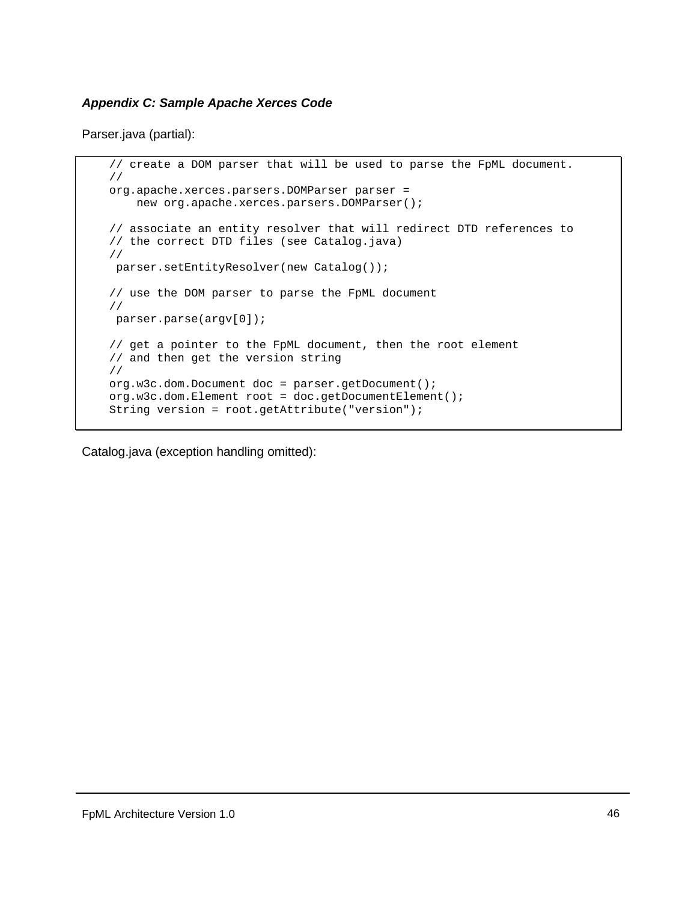***Appendix C: Sample Apache Xerces Code***

Parser.java (partial):

```
// create a DOM parser that will be used to parse the FpML document.
//
org.apache.xerces.parsers.DOMParser parser =
    new org.apache.xerces.parsers.DOMParser();

// associate an entity resolver that will redirect DTD references to
// the correct DTD files (see Catalog.java)
//
 parser.setEntityResolver(new Catalog());

// use the DOM parser to parse the FpML document
//
 parser.parse(argv[0]);

// get a pointer to the FpML document, then the root element
// and then get the version string
//
org.w3c.dom.Document doc = parser.getDocument();
org.w3c.dom.Element root = doc.getDocumentElement();
String version = root.getAttribute("version");
```

Catalog.java (exception handling omitted):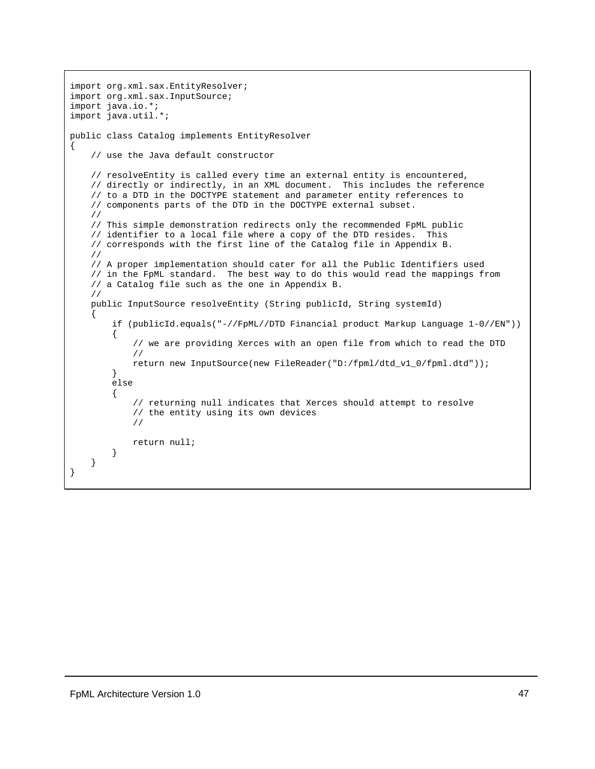```java
import org.xml.sax.EntityResolver;
import org.xml.sax.InputSource;
import java.io.*;
import java.util.*;

public class Catalog implements EntityResolver
{
    // use the Java default constructor

    // resolveEntity is called every time an external entity is encountered,
    // directly or indirectly, in an XML document.  This includes the reference
    // to a DTD in the DOCTYPE statement and parameter entity references to
    // components parts of the DTD in the DOCTYPE external subset.
    //
    // This simple demonstration redirects only the recommended FpML public
    // identifier to a local file where a copy of the DTD resides.  This
    // corresponds with the first line of the Catalog file in Appendix B.
    //
    // A proper implementation should cater for all the Public Identifiers used
    // in the FpML standard.  The best way to do this would read the mappings from
    // a Catalog file such as the one in Appendix B.
    //
    public InputSource resolveEntity (String publicId, String systemId)
    {
        if (publicId.equals("-//FpML//DTD Financial product Markup Language 1-0//EN"))
        {
            // we are providing Xerces with an open file from which to read the DTD
            //
            return new InputSource(new FileReader("D:/fpml/dtd_v1_0/fpml.dtd"));
        }
        else
        {
            // returning null indicates that Xerces should attempt to resolve
            // the entity using its own devices
            //

            return null;
        }
    }
}
```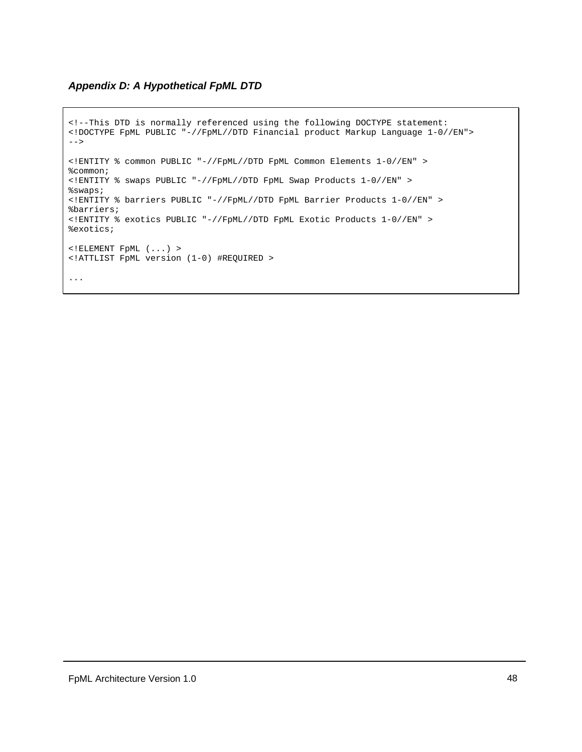### *Appendix D: A Hypothetical FpML DTD*

```
<!--This DTD is normally referenced using the following DOCTYPE statement:
<!DOCTYPE FpML PUBLIC "-//FpML//DTD Financial product Markup Language 1-0//EN">
-->

<!ENTITY % common PUBLIC "-//FpML//DTD FpML Common Elements 1-0//EN" >
%common;
<!ENTITY % swaps PUBLIC "-//FpML//DTD FpML Swap Products 1-0//EN" >
%swaps;
<!ENTITY % barriers PUBLIC "-//FpML//DTD FpML Barrier Products 1-0//EN" >
%barriers;
<!ENTITY % exotics PUBLIC "-//FpML//DTD FpML Exotic Products 1-0//EN" >
%exotics;

<!ELEMENT FpML (...) >
<!ATTLIST FpML version (1-0) #REQUIRED >

...
```